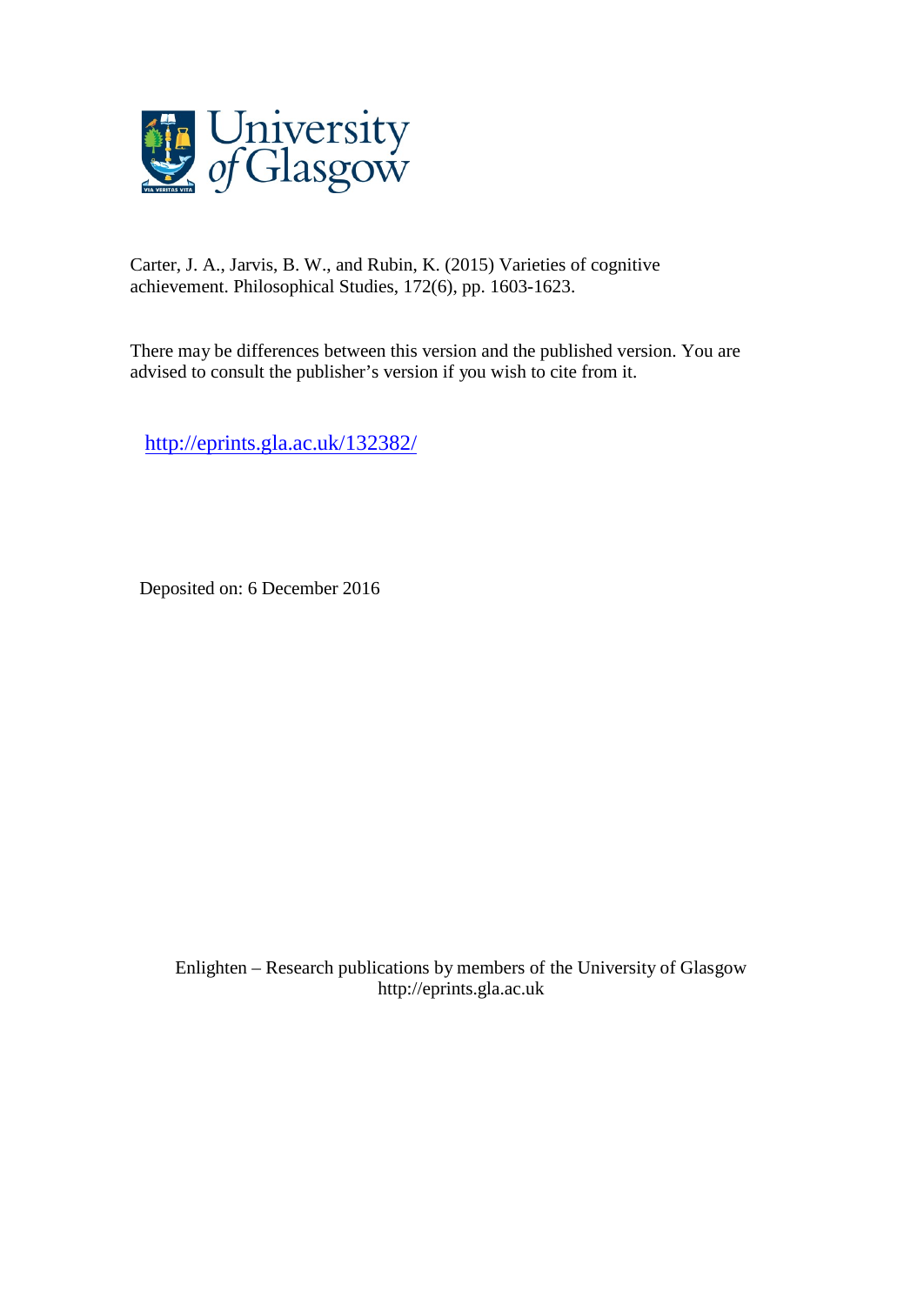Carter, J. A., Jarvis, B. W., and Rubin, K. (2015) Varieties of cognitive achievement. Philosophical Studies, 172(6), pp. 1603-1623.

There may be differences between this version and the published version. You are advised to consult the publisher's version if you wish to cite from it.

http://eprints.gla.ac.uk/132382/

Deposited on: 6 December 2016

Enlighten – Research publications by members of the University of Glasgow
http://eprints.gla.ac.uk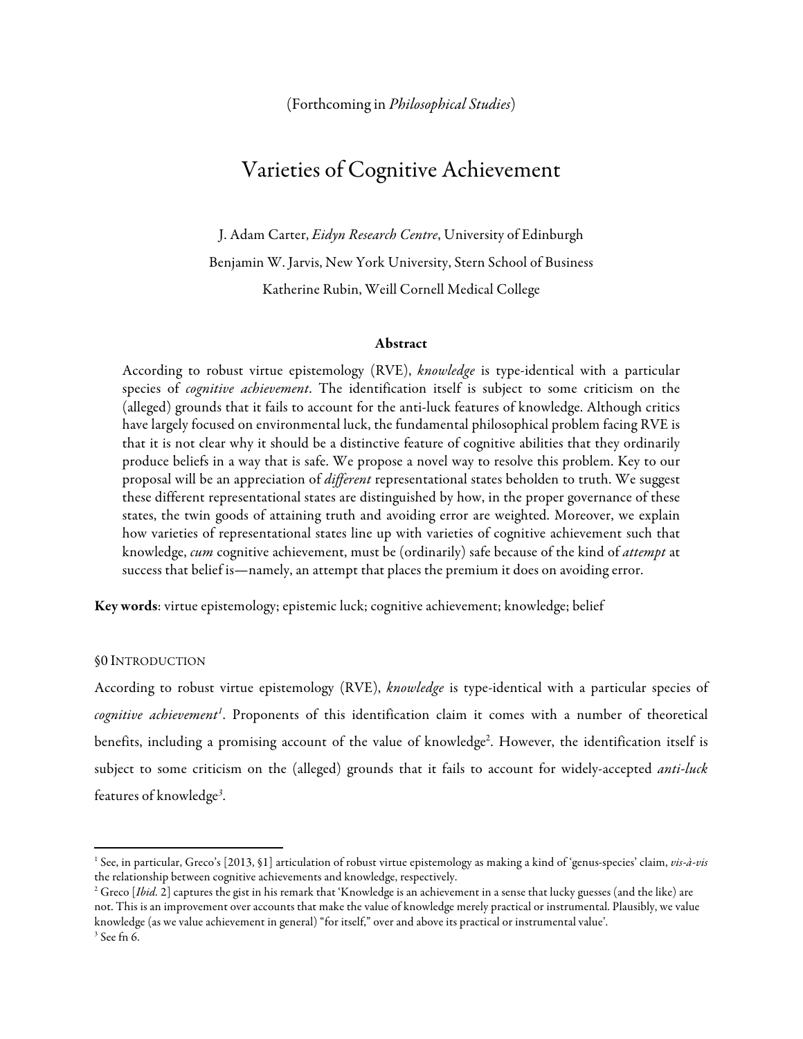(Forthcoming in *Philosophical Studies*)

# Varieties of Cognitive Achievement

J. Adam Carter, *Eidyn Research Centre*, University of Edinburgh

Benjamin W. Jarvis, New York University, Stern School of Business

Katherine Rubin, Weill Cornell Medical College

### Abstract

According to robust virtue epistemology (RVE), *knowledge* is type-identical with a particular species of *cognitive achievement*. The identification itself is subject to some criticism on the (alleged) grounds that it fails to account for the anti-luck features of knowledge. Although critics have largely focused on environmental luck, the fundamental philosophical problem facing RVE is that it is not clear why it should be a distinctive feature of cognitive abilities that they ordinarily produce beliefs in a way that is safe. We propose a novel way to resolve this problem. Key to our proposal will be an appreciation of *different* representational states beholden to truth. We suggest these different representational states are distinguished by how, in the proper governance of these states, the twin goods of attaining truth and avoiding error are weighted. Moreover, we explain how varieties of representational states line up with varieties of cognitive achievement such that knowledge, *cum* cognitive achievement, must be (ordinarily) safe because of the kind of *attempt* at success that belief is—namely, an attempt that places the premium it does on avoiding error.

**Key words**: virtue epistemology; epistemic luck; cognitive achievement; knowledge; belief

## §0 Introduction

According to robust virtue epistemology (RVE), *knowledge* is type-identical with a particular species of *cognitive achievement*[1]. Proponents of this identification claim it comes with a number of theoretical benefits, including a promising account of the value of knowledge[2]. However, the identification itself is subject to some criticism on the (alleged) grounds that it fails to account for widely-accepted *anti-luck* features of knowledge[3].

---

[1] See, in particular, Greco's [2013, §1] articulation of robust virtue epistemology as making a kind of 'genus-species' claim, *vis-à-vis* the relationship between cognitive achievements and knowledge, respectively.

[2] Greco [*Ibid.* 2] captures the gist in his remark that 'Knowledge is an achievement in a sense that lucky guesses (and the like) are not. This is an improvement over accounts that make the value of knowledge merely practical or instrumental. Plausibly, we value knowledge (as we value achievement in general) "for itself," over and above its practical or instrumental value'.

[3] See fn 6.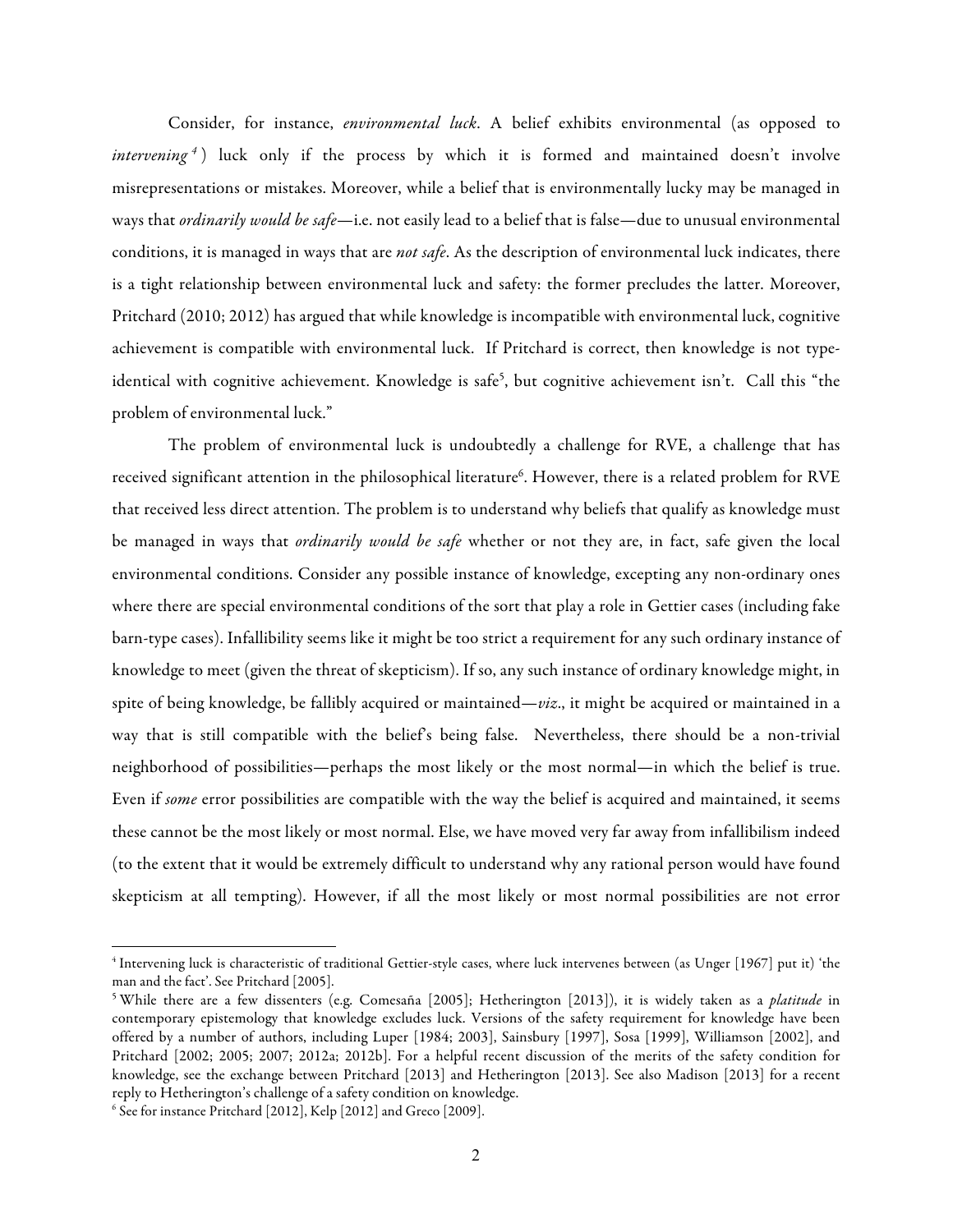Consider, for instance, *environmental luck*. A belief exhibits environmental (as opposed to *intervening*[4]) luck only if the process by which it is formed and maintained doesn't involve misrepresentations or mistakes. Moreover, while a belief that is environmentally lucky may be managed in ways that *ordinarily would be safe*—i.e. not easily lead to a belief that is false—due to unusual environmental conditions, it is managed in ways that are *not safe*. As the description of environmental luck indicates, there is a tight relationship between environmental luck and safety: the former precludes the latter. Moreover, Pritchard (2010; 2012) has argued that while knowledge is incompatible with environmental luck, cognitive achievement is compatible with environmental luck. If Pritchard is correct, then knowledge is not type-identical with cognitive achievement. Knowledge is safe[5], but cognitive achievement isn't. Call this "the problem of environmental luck."

The problem of environmental luck is undoubtedly a challenge for RVE, a challenge that has received significant attention in the philosophical literature[6]. However, there is a related problem for RVE that received less direct attention. The problem is to understand why beliefs that qualify as knowledge must be managed in ways that *ordinarily would be safe* whether or not they are, in fact, safe given the local environmental conditions. Consider any possible instance of knowledge, excepting any non-ordinary ones where there are special environmental conditions of the sort that play a role in Gettier cases (including fake barn-type cases). Infallibility seems like it might be too strict a requirement for any such ordinary instance of knowledge to meet (given the threat of skepticism). If so, any such instance of ordinary knowledge might, in spite of being knowledge, be fallibly acquired or maintained—*viz*., it might be acquired or maintained in a way that is still compatible with the belief's being false. Nevertheless, there should be a non-trivial neighborhood of possibilities—perhaps the most likely or the most normal—in which the belief is true. Even if *some* error possibilities are compatible with the way the belief is acquired and maintained, it seems these cannot be the most likely or most normal. Else, we have moved very far away from infallibilism indeed (to the extent that it would be extremely difficult to understand why any rational person would have found skepticism at all tempting). However, if all the most likely or most normal possibilities are not error

---

[4] Intervening luck is characteristic of traditional Gettier-style cases, where luck intervenes between (as Unger [1967] put it) 'the man and the fact'. See Pritchard [2005].

[5] While there are a few dissenters (e.g. Comesaña [2005]; Hetherington [2013]), it is widely taken as a *platitude* in contemporary epistemology that knowledge excludes luck. Versions of the safety requirement for knowledge have been offered by a number of authors, including Luper [1984; 2003], Sainsbury [1997], Sosa [1999], Williamson [2002], and Pritchard [2002; 2005; 2007; 2012a; 2012b]. For a helpful recent discussion of the merits of the safety condition for knowledge, see the exchange between Pritchard [2013] and Hetherington [2013]. See also Madison [2013] for a recent reply to Hetherington's challenge of a safety condition on knowledge.

[6] See for instance Pritchard [2012], Kelp [2012] and Greco [2009].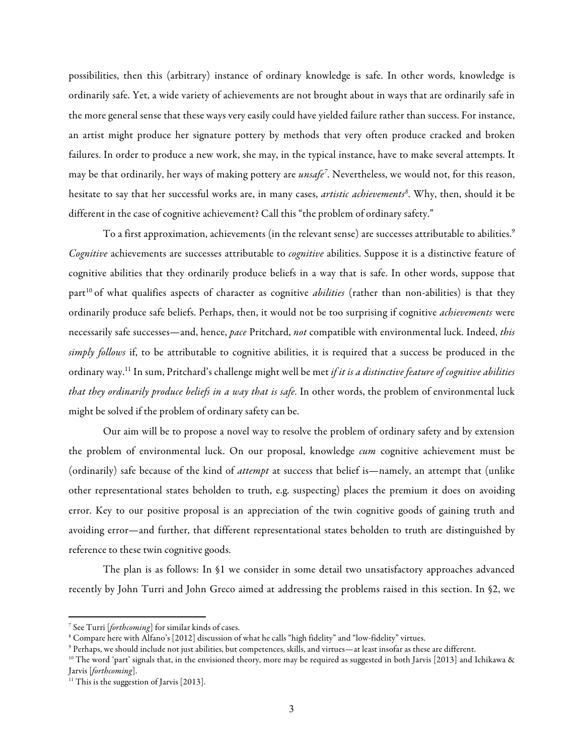possibilities, then this (arbitrary) instance of ordinary knowledge is safe. In other words, knowledge is ordinarily safe. Yet, a wide variety of achievements are not brought about in ways that are ordinarily safe in the more general sense that these ways very easily could have yielded failure rather than success. For instance, an artist might produce her signature pottery by methods that very often produce cracked and broken failures. In order to produce a new work, she may, in the typical instance, have to make several attempts. It may be that ordinarily, her ways of making pottery are *unsafe*[7]. Nevertheless, we would not, for this reason, hesitate to say that her successful works are, in many cases, *artistic achievements*[8]. Why, then, should it be different in the case of cognitive achievement? Call this "the problem of ordinary safety."

To a first approximation, achievements (in the relevant sense) are successes attributable to abilities.[9] *Cognitive* achievements are successes attributable to *cognitive* abilities. Suppose it is a distinctive feature of cognitive abilities that they ordinarily produce beliefs in a way that is safe. In other words, suppose that part[10] of what qualifies aspects of character as cognitive *abilities* (rather than non-abilities) is that they ordinarily produce safe beliefs. Perhaps, then, it would not be too surprising if cognitive *achievements* were necessarily safe successes—and, hence, *pace* Pritchard, *not* compatible with environmental luck. Indeed, *this simply follows* if, to be attributable to cognitive abilities, it is required that a success be produced in the ordinary way.[11] In sum, Pritchard's challenge might well be met *if it is a distinctive feature of cognitive abilities that they ordinarily produce beliefs in a way that is safe*. In other words, the problem of environmental luck might be solved if the problem of ordinary safety can be.

Our aim will be to propose a novel way to resolve the problem of ordinary safety and by extension the problem of environmental luck. On our proposal, knowledge *cum* cognitive achievement must be (ordinarily) safe because of the kind of *attempt* at success that belief is—namely, an attempt that (unlike other representational states beholden to truth, e.g. suspecting) places the premium it does on avoiding error. Key to our positive proposal is an appreciation of the twin cognitive goods of gaining truth and avoiding error—and further, that different representational states beholden to truth are distinguished by reference to these twin cognitive goods.

The plan is as follows: In §1 we consider in some detail two unsatisfactory approaches advanced recently by John Turri and John Greco aimed at addressing the problems raised in this section. In §2, we

---

[7] See Turri [*forthcoming*] for similar kinds of cases.

[8] Compare here with Alfano's [2012] discussion of what he calls "high fidelity" and "low-fidelity" virtues.

[9] Perhaps, we should include not just abilities, but competences, skills, and virtues—at least insofar as these are different.

[10] The word 'part' signals that, in the envisioned theory, more may be required as suggested in both Jarvis [2013] and Ichikawa & Jarvis [*forthcoming*].

[11] This is the suggestion of Jarvis [2013].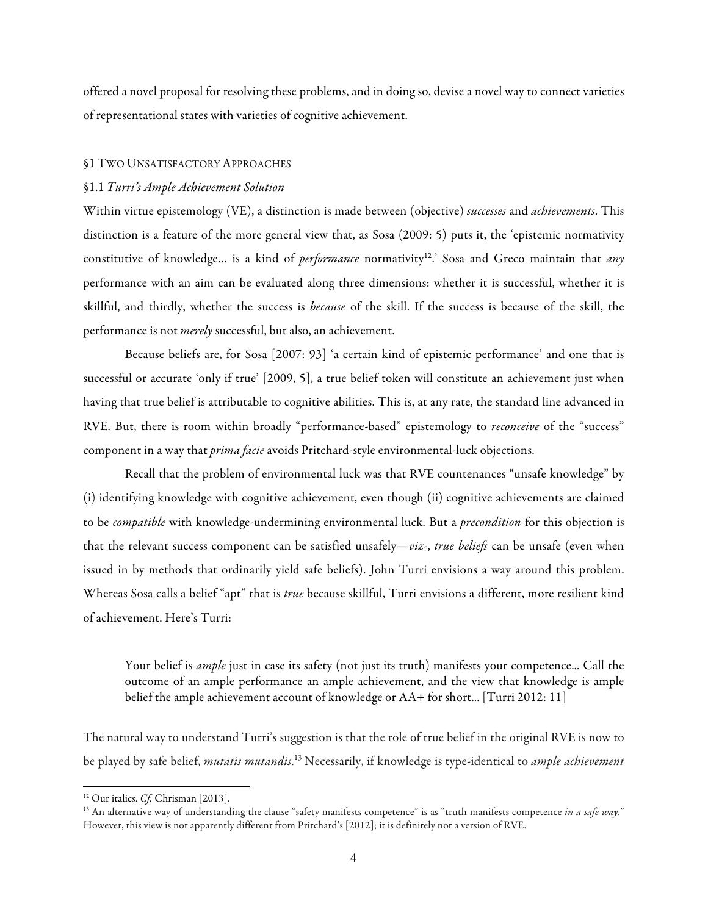offered a novel proposal for resolving these problems, and in doing so, devise a novel way to connect varieties of representational states with varieties of cognitive achievement.

## §1 Two Unsatisfactory Approaches

### §1.1 *Turri's Ample Achievement Solution*

Within virtue epistemology (VE), a distinction is made between (objective) *successes* and *achievements*. This distinction is a feature of the more general view that, as Sosa (2009: 5) puts it, the 'epistemic normativity constitutive of knowledge… is a kind of *performance* normativity[12].' Sosa and Greco maintain that *any* performance with an aim can be evaluated along three dimensions: whether it is successful, whether it is skillful, and thirdly, whether the success is *because* of the skill. If the success is because of the skill, the performance is not *merely* successful, but also, an achievement.

Because beliefs are, for Sosa [2007: 93] 'a certain kind of epistemic performance' and one that is successful or accurate 'only if true' [2009, 5], a true belief token will constitute an achievement just when having that true belief is attributable to cognitive abilities. This is, at any rate, the standard line advanced in RVE. But, there is room within broadly "performance-based" epistemology to *reconceive* of the "success" component in a way that *prima facie* avoids Pritchard-style environmental-luck objections.

Recall that the problem of environmental luck was that RVE countenances "unsafe knowledge" by (i) identifying knowledge with cognitive achievement, even though (ii) cognitive achievements are claimed to be *compatible* with knowledge-undermining environmental luck. But a *precondition* for this objection is that the relevant success component can be satisfied unsafely—*viz*-, *true beliefs* can be unsafe (even when issued in by methods that ordinarily yield safe beliefs). John Turri envisions a way around this problem. Whereas Sosa calls a belief "apt" that is *true* because skillful, Turri envisions a different, more resilient kind of achievement. Here's Turri:

> Your belief is *ample* just in case its safety (not just its truth) manifests your competence… Call the outcome of an ample performance an ample achievement, and the view that knowledge is ample belief the ample achievement account of knowledge or AA+ for short… [Turri 2012: 11]

The natural way to understand Turri's suggestion is that the role of true belief in the original RVE is now to be played by safe belief, *mutatis mutandis*.[13] Necessarily, if knowledge is type-identical to *ample achievement*

---

[12] Our italics. *Cf.* Chrisman [2013].

[13] An alternative way of understanding the clause "safety manifests competence" is as "truth manifests competence *in a safe way*." However, this view is not apparently different from Pritchard's [2012]; it is definitely not a version of RVE.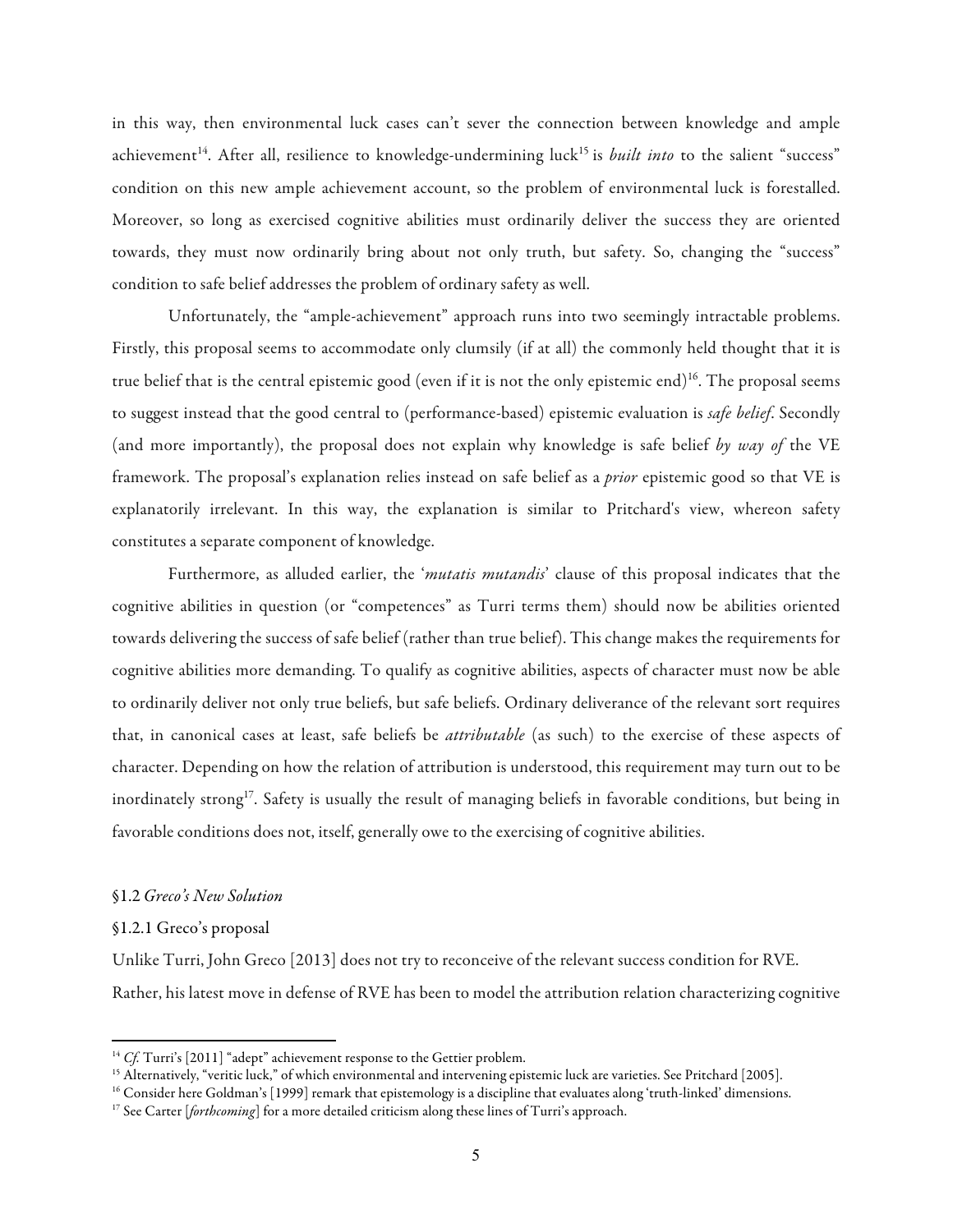in this way, then environmental luck cases can't sever the connection between knowledge and ample achievement[14]. After all, resilience to knowledge-undermining luck[15] is *built into* to the salient "success" condition on this new ample achievement account, so the problem of environmental luck is forestalled. Moreover, so long as exercised cognitive abilities must ordinarily deliver the success they are oriented towards, they must now ordinarily bring about not only truth, but safety. So, changing the "success" condition to safe belief addresses the problem of ordinary safety as well.

Unfortunately, the "ample-achievement" approach runs into two seemingly intractable problems. Firstly, this proposal seems to accommodate only clumsily (if at all) the commonly held thought that it is true belief that is the central epistemic good (even if it is not the only epistemic end)[16]. The proposal seems to suggest instead that the good central to (performance-based) epistemic evaluation is *safe belief*. Secondly (and more importantly), the proposal does not explain why knowledge is safe belief *by way of* the VE framework. The proposal's explanation relies instead on safe belief as a *prior* epistemic good so that VE is explanatorily irrelevant. In this way, the explanation is similar to Pritchard's view, whereon safety constitutes a separate component of knowledge.

Furthermore, as alluded earlier, the '*mutatis mutandis*' clause of this proposal indicates that the cognitive abilities in question (or "competences" as Turri terms them) should now be abilities oriented towards delivering the success of safe belief (rather than true belief). This change makes the requirements for cognitive abilities more demanding. To qualify as cognitive abilities, aspects of character must now be able to ordinarily deliver not only true beliefs, but safe beliefs. Ordinary deliverance of the relevant sort requires that, in canonical cases at least, safe beliefs be *attributable* (as such) to the exercise of these aspects of character. Depending on how the relation of attribution is understood, this requirement may turn out to be inordinately strong[17]. Safety is usually the result of managing beliefs in favorable conditions, but being in favorable conditions does not, itself, generally owe to the exercising of cognitive abilities.

### §1.2 *Greco's New Solution*

#### §1.2.1 Greco's proposal

Unlike Turri, John Greco [2013] does not try to reconceive of the relevant success condition for RVE. Rather, his latest move in defense of RVE has been to model the attribution relation characterizing cognitive

---

[14] *Cf.* Turri's [2011] "adept" achievement response to the Gettier problem.

[15] Alternatively, "veritic luck," of which environmental and intervening epistemic luck are varieties. See Pritchard [2005].

[16] Consider here Goldman's [1999] remark that epistemology is a discipline that evaluates along 'truth-linked' dimensions.

[17] See Carter [*forthcoming*] for a more detailed criticism along these lines of Turri's approach.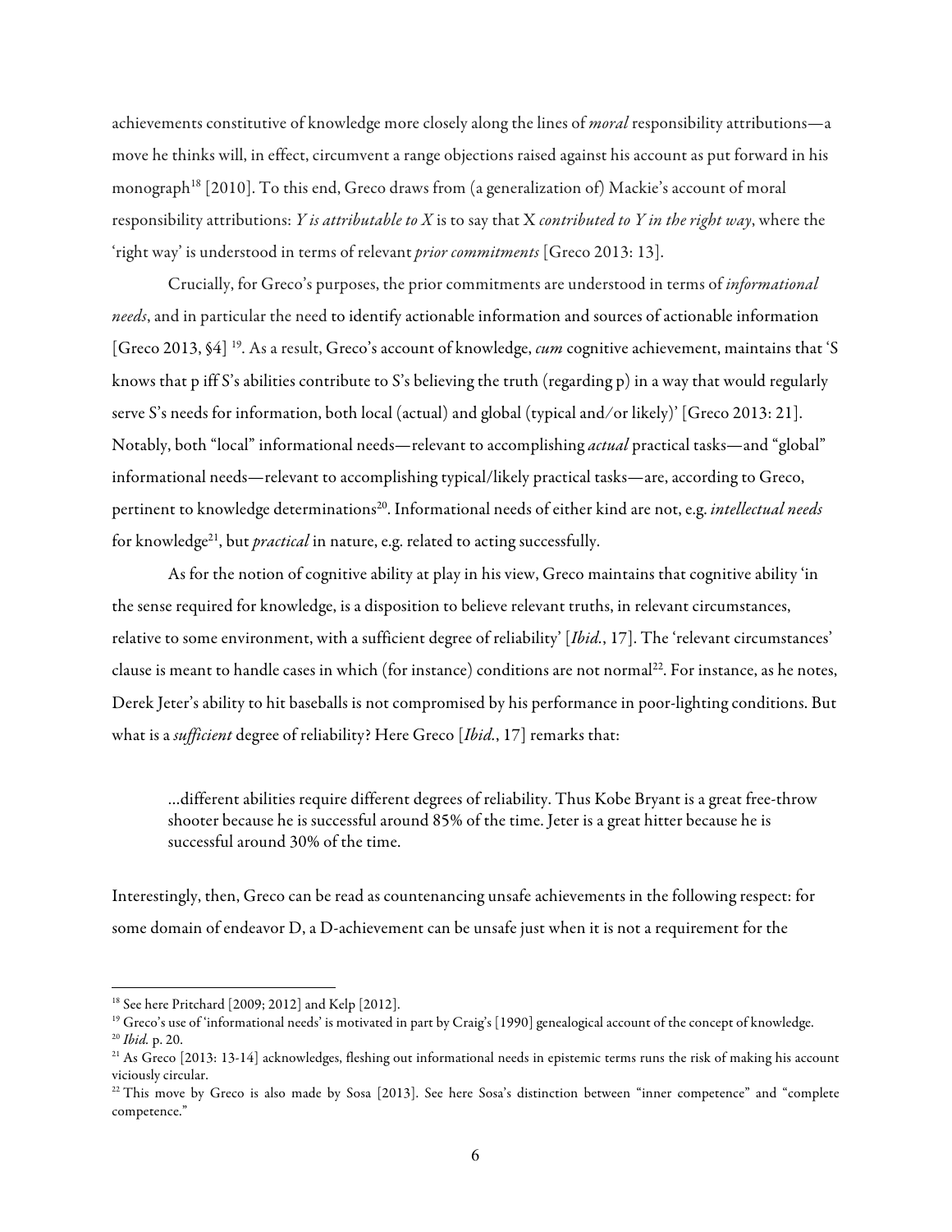achievements constitutive of knowledge more closely along the lines of *moral* responsibility attributions—a move he thinks will, in effect, circumvent a range objections raised against his account as put forward in his monograph[18] [2010]. To this end, Greco draws from (a generalization of) Mackie's account of moral responsibility attributions: *Y is attributable to X* is to say that X *contributed to Y in the right way*, where the 'right way' is understood in terms of relevant *prior commitments* [Greco 2013: 13].

Crucially, for Greco's purposes, the prior commitments are understood in terms of *informational needs*, and in particular the need to identify actionable information and sources of actionable information [Greco 2013, §4] [19]. As a result, Greco's account of knowledge, *cum* cognitive achievement, maintains that 'S knows that p iff S's abilities contribute to S's believing the truth (regarding p) in a way that would regularly serve S's needs for information, both local (actual) and global (typical and/or likely)' [Greco 2013: 21]. Notably, both "local" informational needs—relevant to accomplishing *actual* practical tasks—and "global" informational needs—relevant to accomplishing typical/likely practical tasks—are, according to Greco, pertinent to knowledge determinations[20]. Informational needs of either kind are not, e.g. *intellectual needs* for knowledge[21], but *practical* in nature, e.g. related to acting successfully.

As for the notion of cognitive ability at play in his view, Greco maintains that cognitive ability 'in the sense required for knowledge, is a disposition to believe relevant truths, in relevant circumstances, relative to some environment, with a sufficient degree of reliability' [*Ibid.*, 17]. The 'relevant circumstances' clause is meant to handle cases in which (for instance) conditions are not normal[22]. For instance, as he notes, Derek Jeter's ability to hit baseballs is not compromised by his performance in poor-lighting conditions. But what is a *sufficient* degree of reliability? Here Greco [*Ibid.*, 17] remarks that:

> …different abilities require different degrees of reliability. Thus Kobe Bryant is a great free-throw shooter because he is successful around 85% of the time. Jeter is a great hitter because he is successful around 30% of the time.

Interestingly, then, Greco can be read as countenancing unsafe achievements in the following respect: for some domain of endeavor D, a D-achievement can be unsafe just when it is not a requirement for the

---

[18] See here Pritchard [2009; 2012] and Kelp [2012].

[19] Greco's use of 'informational needs' is motivated in part by Craig's [1990] genealogical account of the concept of knowledge.

[20] *Ibid.* p. 20.

[21] As Greco [2013: 13-14] acknowledges, fleshing out informational needs in epistemic terms runs the risk of making his account viciously circular.

[22] This move by Greco is also made by Sosa [2013]. See here Sosa's distinction between "inner competence" and "complete competence."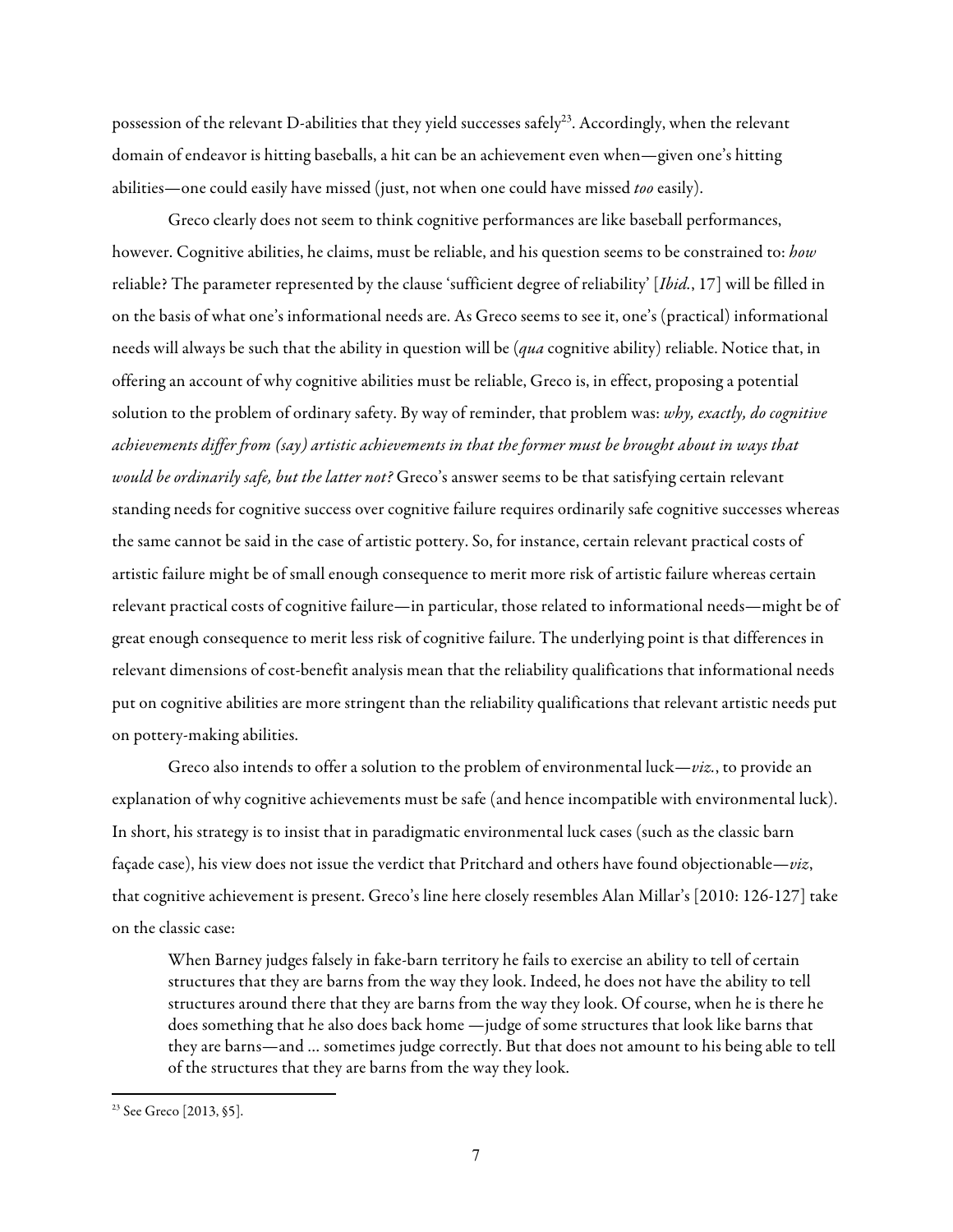possession of the relevant D-abilities that they yield successes safely[23]. Accordingly, when the relevant domain of endeavor is hitting baseballs, a hit can be an achievement even when—given one's hitting abilities—one could easily have missed (just, not when one could have missed *too* easily).

Greco clearly does not seem to think cognitive performances are like baseball performances, however. Cognitive abilities, he claims, must be reliable, and his question seems to be constrained to: *how* reliable? The parameter represented by the clause 'sufficient degree of reliability' [*Ibid.*, 17] will be filled in on the basis of what one's informational needs are. As Greco seems to see it, one's (practical) informational needs will always be such that the ability in question will be (*qua* cognitive ability) reliable. Notice that, in offering an account of why cognitive abilities must be reliable, Greco is, in effect, proposing a potential solution to the problem of ordinary safety. By way of reminder, that problem was: *why, exactly, do cognitive achievements differ from (say) artistic achievements in that the former must be brought about in ways that would be ordinarily safe, but the latter not?* Greco's answer seems to be that satisfying certain relevant standing needs for cognitive success over cognitive failure requires ordinarily safe cognitive successes whereas the same cannot be said in the case of artistic pottery. So, for instance, certain relevant practical costs of artistic failure might be of small enough consequence to merit more risk of artistic failure whereas certain relevant practical costs of cognitive failure—in particular, those related to informational needs—might be of great enough consequence to merit less risk of cognitive failure. The underlying point is that differences in relevant dimensions of cost-benefit analysis mean that the reliability qualifications that informational needs put on cognitive abilities are more stringent than the reliability qualifications that relevant artistic needs put on pottery-making abilities.

Greco also intends to offer a solution to the problem of environmental luck—*viz.*, to provide an explanation of why cognitive achievements must be safe (and hence incompatible with environmental luck). In short, his strategy is to insist that in paradigmatic environmental luck cases (such as the classic barn façade case), his view does not issue the verdict that Pritchard and others have found objectionable—*viz*, that cognitive achievement is present. Greco's line here closely resembles Alan Millar's [2010: 126-127] take on the classic case:

> When Barney judges falsely in fake-barn territory he fails to exercise an ability to tell of certain structures that they are barns from the way they look. Indeed, he does not have the ability to tell structures around there that they are barns from the way they look. Of course, when he is there he does something that he also does back home —judge of some structures that look like barns that they are barns—and ... sometimes judge correctly. But that does not amount to his being able to tell of the structures that they are barns from the way they look.

[23] See Greco [2013, §5].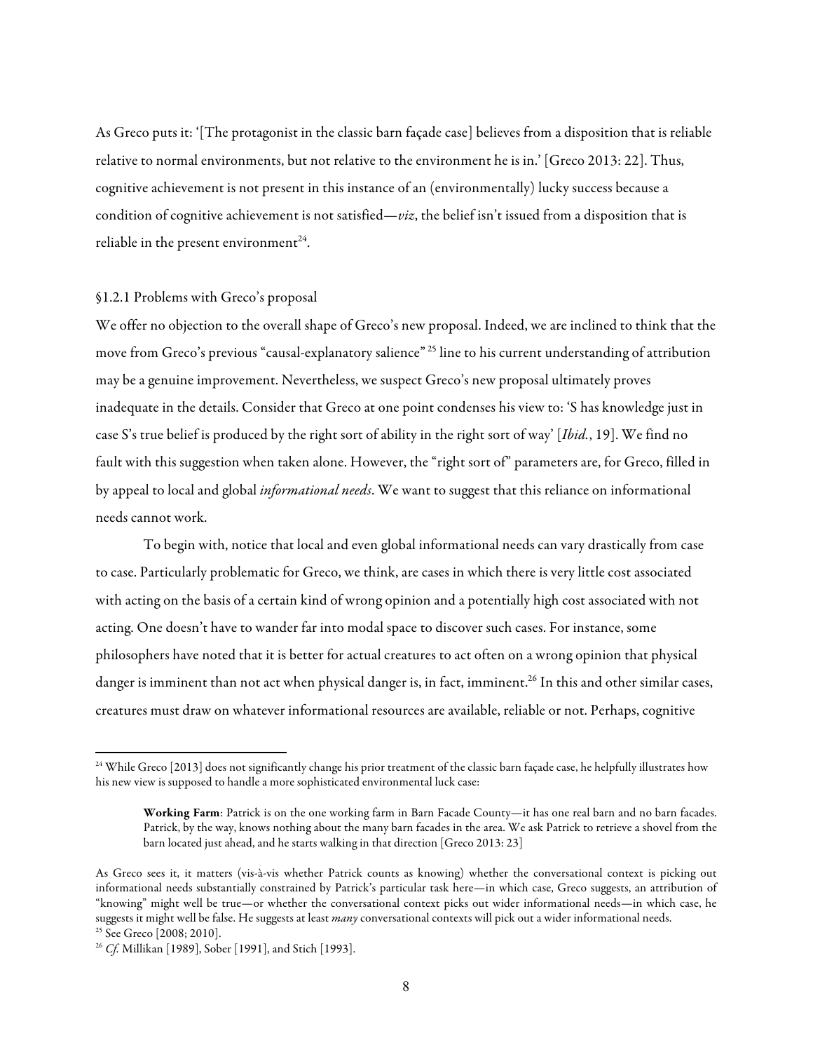As Greco puts it: '[The protagonist in the classic barn façade case] believes from a disposition that is reliable relative to normal environments, but not relative to the environment he is in.' [Greco 2013: 22]. Thus, cognitive achievement is not present in this instance of an (environmentally) lucky success because a condition of cognitive achievement is not satisfied—*viz*, the belief isn't issued from a disposition that is reliable in the present environment[24].

§1.2.1 Problems with Greco's proposal

We offer no objection to the overall shape of Greco's new proposal. Indeed, we are inclined to think that the move from Greco's previous "causal-explanatory salience" [25] line to his current understanding of attribution may be a genuine improvement. Nevertheless, we suspect Greco's new proposal ultimately proves inadequate in the details. Consider that Greco at one point condenses his view to: 'S has knowledge just in case S's true belief is produced by the right sort of ability in the right sort of way' [*Ibid.*, 19]. We find no fault with this suggestion when taken alone. However, the "right sort of" parameters are, for Greco, filled in by appeal to local and global *informational needs*. We want to suggest that this reliance on informational needs cannot work.

To begin with, notice that local and even global informational needs can vary drastically from case to case. Particularly problematic for Greco, we think, are cases in which there is very little cost associated with acting on the basis of a certain kind of wrong opinion and a potentially high cost associated with not acting. One doesn't have to wander far into modal space to discover such cases. For instance, some philosophers have noted that it is better for actual creatures to act often on a wrong opinion that physical danger is imminent than not act when physical danger is, in fact, imminent.[26] In this and other similar cases, creatures must draw on whatever informational resources are available, reliable or not. Perhaps, cognitive

---

[24] While Greco [2013] does not significantly change his prior treatment of the classic barn façade case, he helpfully illustrates how his new view is supposed to handle a more sophisticated environmental luck case:

> **Working Farm**: Patrick is on the one working farm in Barn Facade County—it has one real barn and no barn facades. Patrick, by the way, knows nothing about the many barn facades in the area. We ask Patrick to retrieve a shovel from the barn located just ahead, and he starts walking in that direction [Greco 2013: 23]

As Greco sees it, it matters (vis-à-vis whether Patrick counts as knowing) whether the conversational context is picking out informational needs substantially constrained by Patrick's particular task here—in which case, Greco suggests, an attribution of "knowing" might well be true—or whether the conversational context picks out wider informational needs—in which case, he suggests it might well be false. He suggests at least *many* conversational contexts will pick out a wider informational needs.

[25] See Greco [2008; 2010].

[26] *Cf.* Millikan [1989], Sober [1991], and Stich [1993].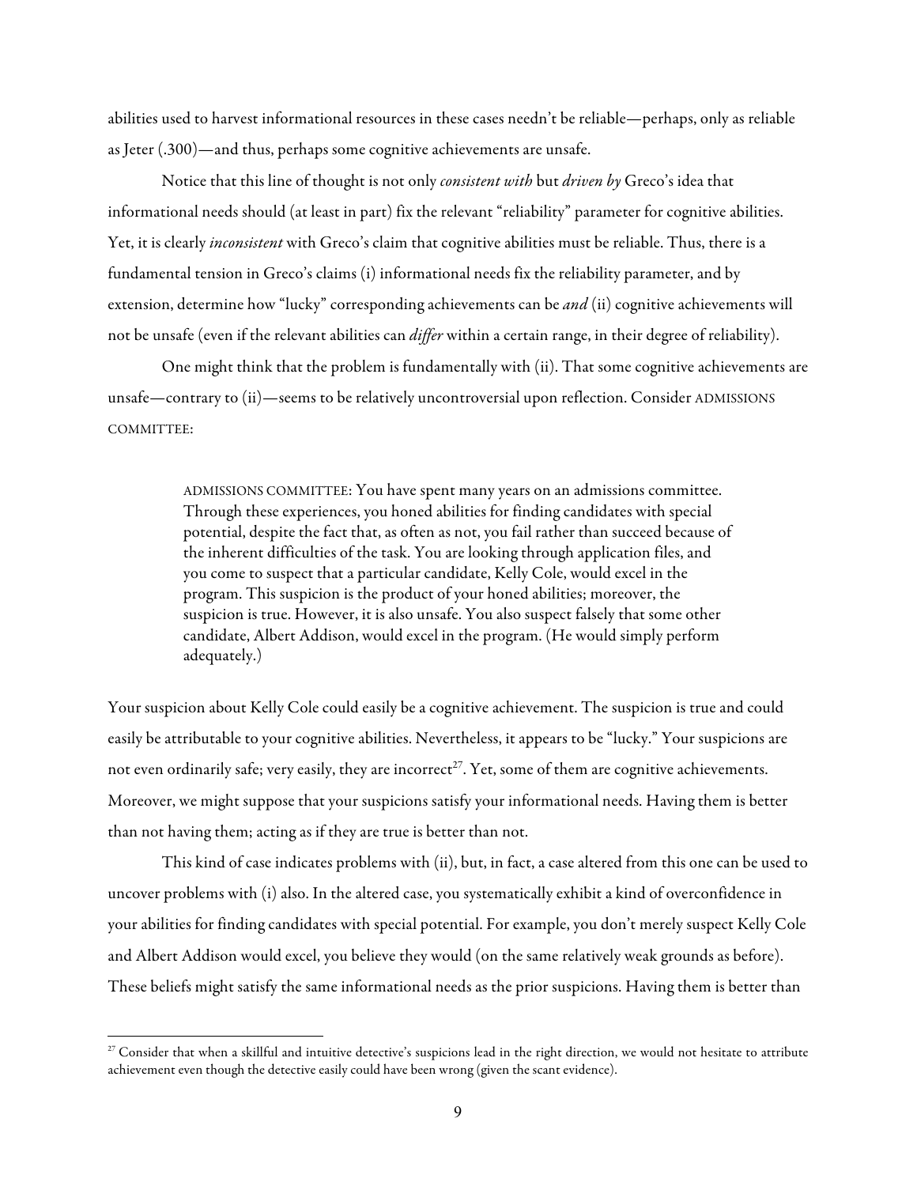abilities used to harvest informational resources in these cases needn't be reliable—perhaps, only as reliable as Jeter (.300)—and thus, perhaps some cognitive achievements are unsafe.

Notice that this line of thought is not only *consistent with* but *driven by* Greco's idea that informational needs should (at least in part) fix the relevant "reliability" parameter for cognitive abilities. Yet, it is clearly *inconsistent* with Greco's claim that cognitive abilities must be reliable. Thus, there is a fundamental tension in Greco's claims (i) informational needs fix the reliability parameter, and by extension, determine how "lucky" corresponding achievements can be *and* (ii) cognitive achievements will not be unsafe (even if the relevant abilities can *differ* within a certain range, in their degree of reliability).

One might think that the problem is fundamentally with (ii). That some cognitive achievements are unsafe—contrary to (ii)—seems to be relatively uncontroversial upon reflection. Consider ADMISSIONS COMMITTEE:

> ADMISSIONS COMMITTEE: You have spent many years on an admissions committee. Through these experiences, you honed abilities for finding candidates with special potential, despite the fact that, as often as not, you fail rather than succeed because of the inherent difficulties of the task. You are looking through application files, and you come to suspect that a particular candidate, Kelly Cole, would excel in the program. This suspicion is the product of your honed abilities; moreover, the suspicion is true. However, it is also unsafe. You also suspect falsely that some other candidate, Albert Addison, would excel in the program. (He would simply perform adequately.)

Your suspicion about Kelly Cole could easily be a cognitive achievement. The suspicion is true and could easily be attributable to your cognitive abilities. Nevertheless, it appears to be "lucky." Your suspicions are not even ordinarily safe; very easily, they are incorrect[27]. Yet, some of them are cognitive achievements. Moreover, we might suppose that your suspicions satisfy your informational needs. Having them is better than not having them; acting as if they are true is better than not.

This kind of case indicates problems with (ii), but, in fact, a case altered from this one can be used to uncover problems with (i) also. In the altered case, you systematically exhibit a kind of overconfidence in your abilities for finding candidates with special potential. For example, you don't merely suspect Kelly Cole and Albert Addison would excel, you believe they would (on the same relatively weak grounds as before). These beliefs might satisfy the same informational needs as the prior suspicions. Having them is better than

---

[27] Consider that when a skillful and intuitive detective's suspicions lead in the right direction, we would not hesitate to attribute achievement even though the detective easily could have been wrong (given the scant evidence).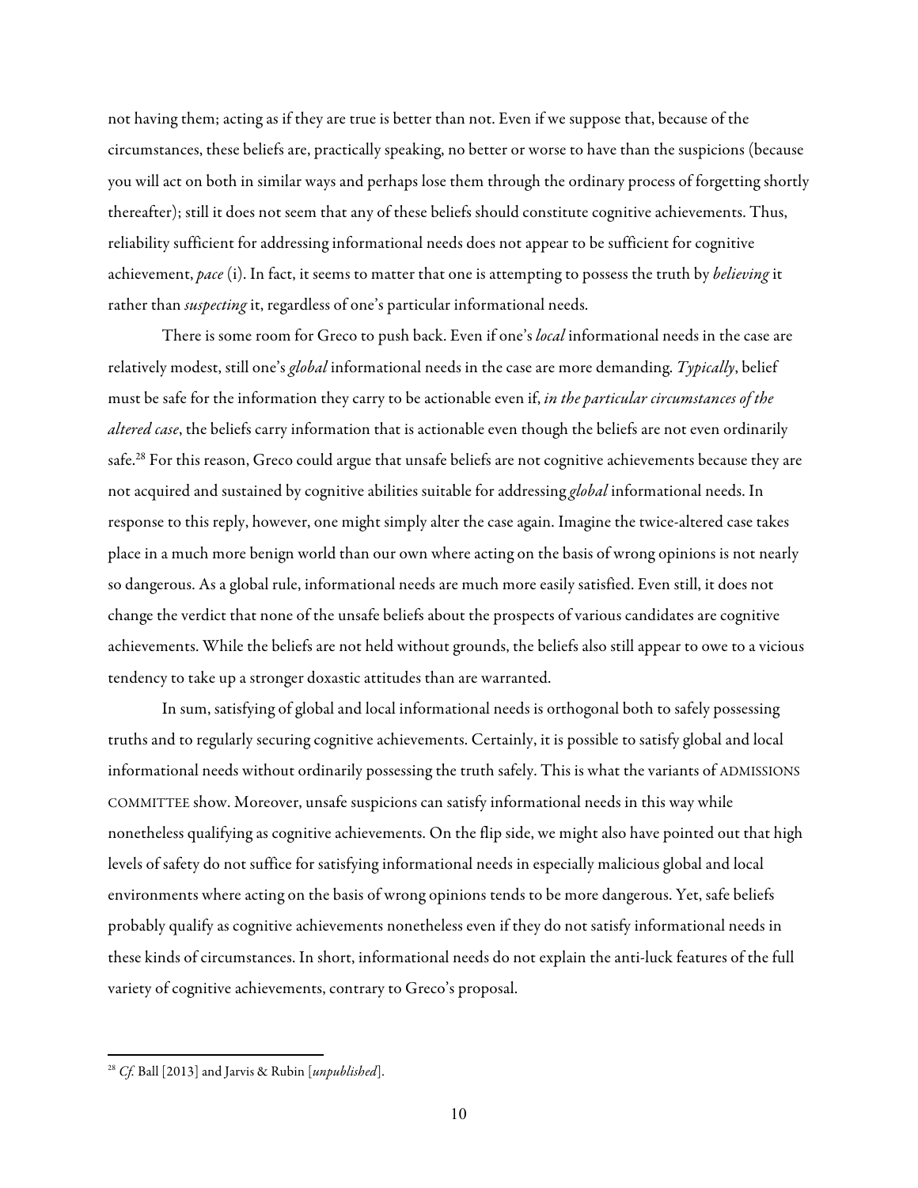not having them; acting as if they are true is better than not. Even if we suppose that, because of the circumstances, these beliefs are, practically speaking, no better or worse to have than the suspicions (because you will act on both in similar ways and perhaps lose them through the ordinary process of forgetting shortly thereafter); still it does not seem that any of these beliefs should constitute cognitive achievements. Thus, reliability sufficient for addressing informational needs does not appear to be sufficient for cognitive achievement, *pace* (i). In fact, it seems to matter that one is attempting to possess the truth by *believing* it rather than *suspecting* it, regardless of one's particular informational needs.

There is some room for Greco to push back. Even if one's *local* informational needs in the case are relatively modest, still one's *global* informational needs in the case are more demanding. *Typically*, belief must be safe for the information they carry to be actionable even if, *in the particular circumstances of the altered case*, the beliefs carry information that is actionable even though the beliefs are not even ordinarily safe.[28] For this reason, Greco could argue that unsafe beliefs are not cognitive achievements because they are not acquired and sustained by cognitive abilities suitable for addressing *global* informational needs. In response to this reply, however, one might simply alter the case again. Imagine the twice-altered case takes place in a much more benign world than our own where acting on the basis of wrong opinions is not nearly so dangerous. As a global rule, informational needs are much more easily satisfied. Even still, it does not change the verdict that none of the unsafe beliefs about the prospects of various candidates are cognitive achievements. While the beliefs are not held without grounds, the beliefs also still appear to owe to a vicious tendency to take up a stronger doxastic attitudes than are warranted.

In sum, satisfying of global and local informational needs is orthogonal both to safely possessing truths and to regularly securing cognitive achievements. Certainly, it is possible to satisfy global and local informational needs without ordinarily possessing the truth safely. This is what the variants of ADMISSIONS COMMITTEE show. Moreover, unsafe suspicions can satisfy informational needs in this way while nonetheless qualifying as cognitive achievements. On the flip side, we might also have pointed out that high levels of safety do not suffice for satisfying informational needs in especially malicious global and local environments where acting on the basis of wrong opinions tends to be more dangerous. Yet, safe beliefs probably qualify as cognitive achievements nonetheless even if they do not satisfy informational needs in these kinds of circumstances. In short, informational needs do not explain the anti-luck features of the full variety of cognitive achievements, contrary to Greco's proposal.

---

[28] *Cf.* Ball [2013] and Jarvis & Rubin [*unpublished*].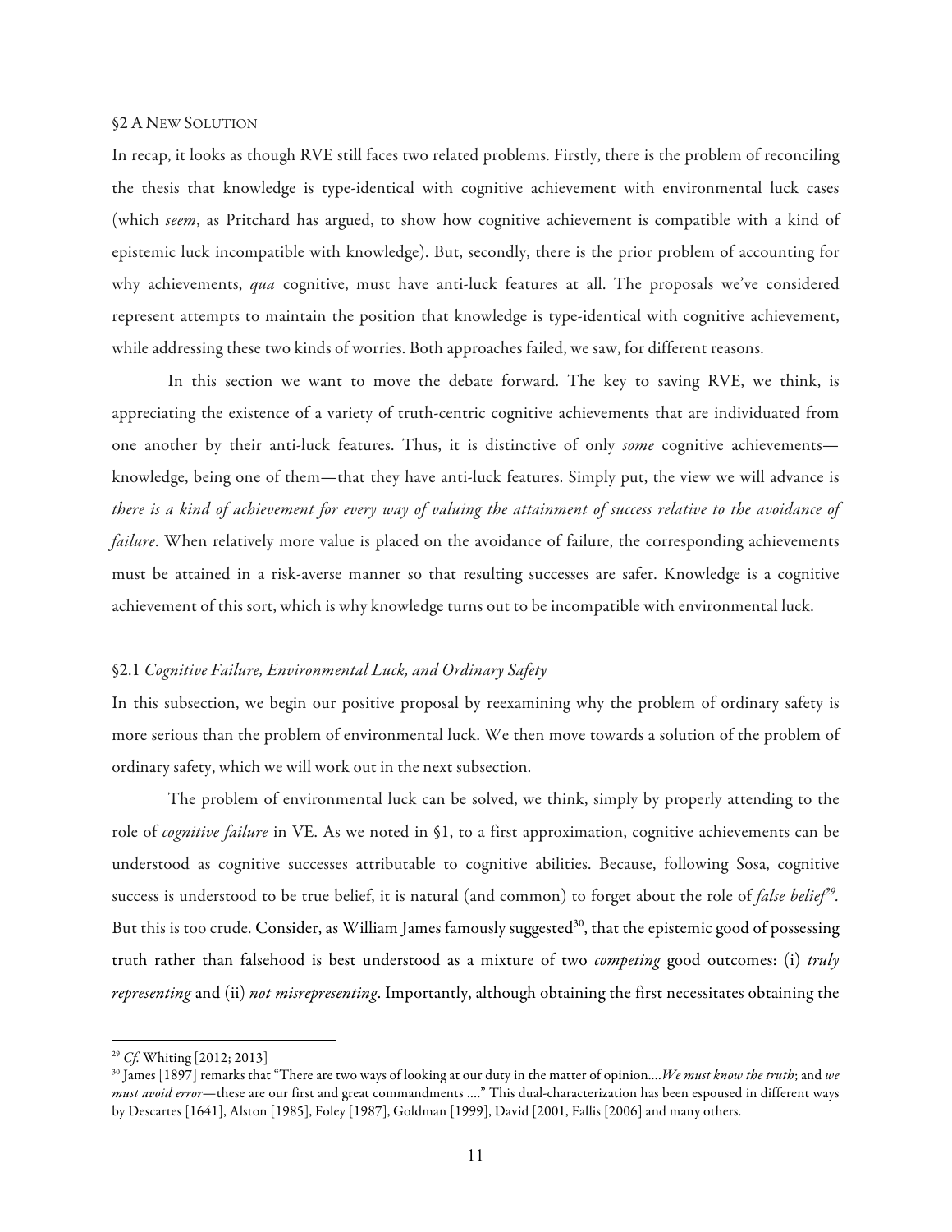## §2 A New Solution

In recap, it looks as though RVE still faces two related problems. Firstly, there is the problem of reconciling the thesis that knowledge is type-identical with cognitive achievement with environmental luck cases (which *seem*, as Pritchard has argued, to show how cognitive achievement is compatible with a kind of epistemic luck incompatible with knowledge). But, secondly, there is the prior problem of accounting for why achievements, *qua* cognitive, must have anti-luck features at all. The proposals we've considered represent attempts to maintain the position that knowledge is type-identical with cognitive achievement, while addressing these two kinds of worries. Both approaches failed, we saw, for different reasons.

In this section we want to move the debate forward. The key to saving RVE, we think, is appreciating the existence of a variety of truth-centric cognitive achievements that are individuated from one another by their anti-luck features. Thus, it is distinctive of only *some* cognitive achievements—knowledge, being one of them—that they have anti-luck features. Simply put, the view we will advance is *there is a kind of achievement for every way of valuing the attainment of success relative to the avoidance of failure*. When relatively more value is placed on the avoidance of failure, the corresponding achievements must be attained in a risk-averse manner so that resulting successes are safer. Knowledge is a cognitive achievement of this sort, which is why knowledge turns out to be incompatible with environmental luck.

### §2.1 *Cognitive Failure, Environmental Luck, and Ordinary Safety*

In this subsection, we begin our positive proposal by reexamining why the problem of ordinary safety is more serious than the problem of environmental luck. We then move towards a solution of the problem of ordinary safety, which we will work out in the next subsection.

The problem of environmental luck can be solved, we think, simply by properly attending to the role of *cognitive failure* in VE. As we noted in §1, to a first approximation, cognitive achievements can be understood as cognitive successes attributable to cognitive abilities. Because, following Sosa, cognitive success is understood to be true belief, it is natural (and common) to forget about the role of *false belief*[29]. But this is too crude. Consider, as William James famously suggested[30], that the epistemic good of possessing truth rather than falsehood is best understood as a mixture of two *competing* good outcomes: (i) *truly representing* and (ii) *not misrepresenting*. Importantly, although obtaining the first necessitates obtaining the

---

[29] *Cf.* Whiting [2012; 2013]

[30] James [1897] remarks that "There are two ways of looking at our duty in the matter of opinion....*We must know the truth*; and *we must avoid error*—these are our first and great commandments ...." This dual-characterization has been espoused in different ways by Descartes [1641], Alston [1985], Foley [1987], Goldman [1999], David [2001, Fallis [2006] and many others.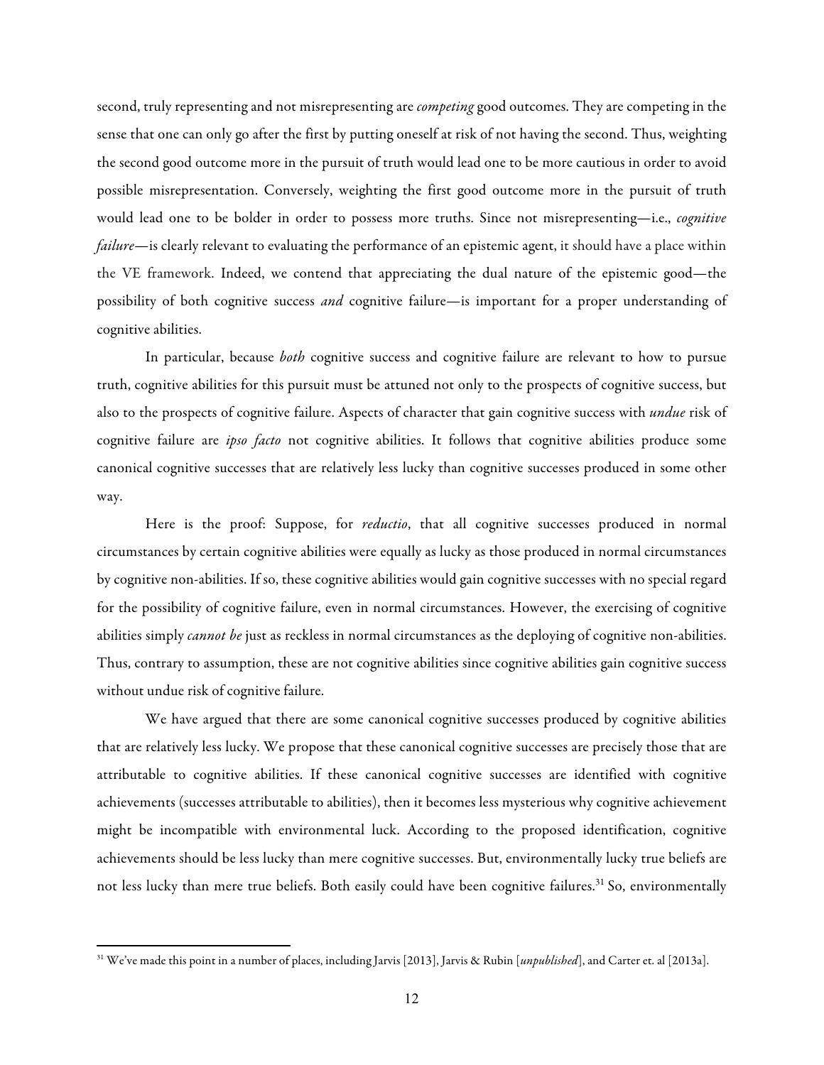second, truly representing and not misrepresenting are *competing* good outcomes. They are competing in the sense that one can only go after the first by putting oneself at risk of not having the second. Thus, weighting the second good outcome more in the pursuit of truth would lead one to be more cautious in order to avoid possible misrepresentation. Conversely, weighting the first good outcome more in the pursuit of truth would lead one to be bolder in order to possess more truths. Since not misrepresenting—i.e., *cognitive failure*—is clearly relevant to evaluating the performance of an epistemic agent, it should have a place within the VE framework. Indeed, we contend that appreciating the dual nature of the epistemic good—the possibility of both cognitive success *and* cognitive failure—is important for a proper understanding of cognitive abilities.

In particular, because *both* cognitive success and cognitive failure are relevant to how to pursue truth, cognitive abilities for this pursuit must be attuned not only to the prospects of cognitive success, but also to the prospects of cognitive failure. Aspects of character that gain cognitive success with *undue* risk of cognitive failure are *ipso facto* not cognitive abilities. It follows that cognitive abilities produce some canonical cognitive successes that are relatively less lucky than cognitive successes produced in some other way.

Here is the proof: Suppose, for *reductio*, that all cognitive successes produced in normal circumstances by certain cognitive abilities were equally as lucky as those produced in normal circumstances by cognitive non-abilities. If so, these cognitive abilities would gain cognitive successes with no special regard for the possibility of cognitive failure, even in normal circumstances. However, the exercising of cognitive abilities simply *cannot be* just as reckless in normal circumstances as the deploying of cognitive non-abilities. Thus, contrary to assumption, these are not cognitive abilities since cognitive abilities gain cognitive success without undue risk of cognitive failure.

We have argued that there are some canonical cognitive successes produced by cognitive abilities that are relatively less lucky. We propose that these canonical cognitive successes are precisely those that are attributable to cognitive abilities. If these canonical cognitive successes are identified with cognitive achievements (successes attributable to abilities), then it becomes less mysterious why cognitive achievement might be incompatible with environmental luck. According to the proposed identification, cognitive achievements should be less lucky than mere cognitive successes. But, environmentally lucky true beliefs are not less lucky than mere true beliefs. Both easily could have been cognitive failures.[31] So, environmentally

---

[31] We've made this point in a number of places, including Jarvis [2013], Jarvis & Rubin [*unpublished*], and Carter et. al [2013a].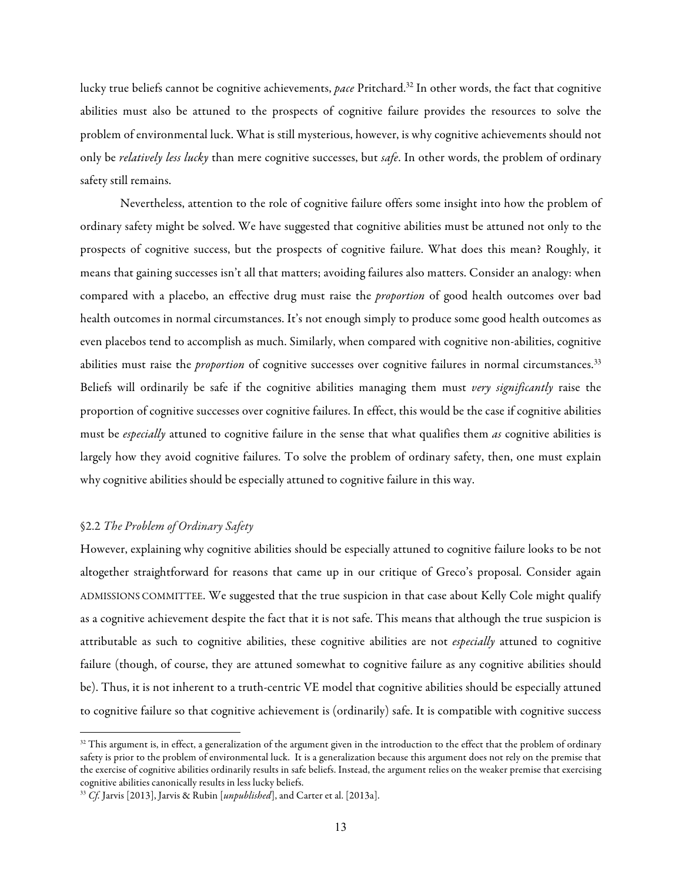lucky true beliefs cannot be cognitive achievements, *pace* Pritchard.[32] In other words, the fact that cognitive abilities must also be attuned to the prospects of cognitive failure provides the resources to solve the problem of environmental luck. What is still mysterious, however, is why cognitive achievements should not only be *relatively less lucky* than mere cognitive successes, but *safe*. In other words, the problem of ordinary safety still remains.

Nevertheless, attention to the role of cognitive failure offers some insight into how the problem of ordinary safety might be solved. We have suggested that cognitive abilities must be attuned not only to the prospects of cognitive success, but the prospects of cognitive failure. What does this mean? Roughly, it means that gaining successes isn't all that matters; avoiding failures also matters. Consider an analogy: when compared with a placebo, an effective drug must raise the *proportion* of good health outcomes over bad health outcomes in normal circumstances. It's not enough simply to produce some good health outcomes as even placebos tend to accomplish as much. Similarly, when compared with cognitive non-abilities, cognitive abilities must raise the *proportion* of cognitive successes over cognitive failures in normal circumstances.[33] Beliefs will ordinarily be safe if the cognitive abilities managing them must *very significantly* raise the proportion of cognitive successes over cognitive failures. In effect, this would be the case if cognitive abilities must be *especially* attuned to cognitive failure in the sense that what qualifies them *as* cognitive abilities is largely how they avoid cognitive failures. To solve the problem of ordinary safety, then, one must explain why cognitive abilities should be especially attuned to cognitive failure in this way.

### §2.2 *The Problem of Ordinary Safety*

However, explaining why cognitive abilities should be especially attuned to cognitive failure looks to be not altogether straightforward for reasons that came up in our critique of Greco's proposal. Consider again ADMISSIONS COMMITTEE. We suggested that the true suspicion in that case about Kelly Cole might qualify as a cognitive achievement despite the fact that it is not safe. This means that although the true suspicion is attributable as such to cognitive abilities, these cognitive abilities are not *especially* attuned to cognitive failure (though, of course, they are attuned somewhat to cognitive failure as any cognitive abilities should be). Thus, it is not inherent to a truth-centric VE model that cognitive abilities should be especially attuned to cognitive failure so that cognitive achievement is (ordinarily) safe. It is compatible with cognitive success

---

[32] This argument is, in effect, a generalization of the argument given in the introduction to the effect that the problem of ordinary safety is prior to the problem of environmental luck. It is a generalization because this argument does not rely on the premise that the exercise of cognitive abilities ordinarily results in safe beliefs. Instead, the argument relies on the weaker premise that exercising cognitive abilities canonically results in less lucky beliefs.

[33] *Cf.* Jarvis [2013], Jarvis & Rubin [*unpublished*], and Carter et al. [2013a].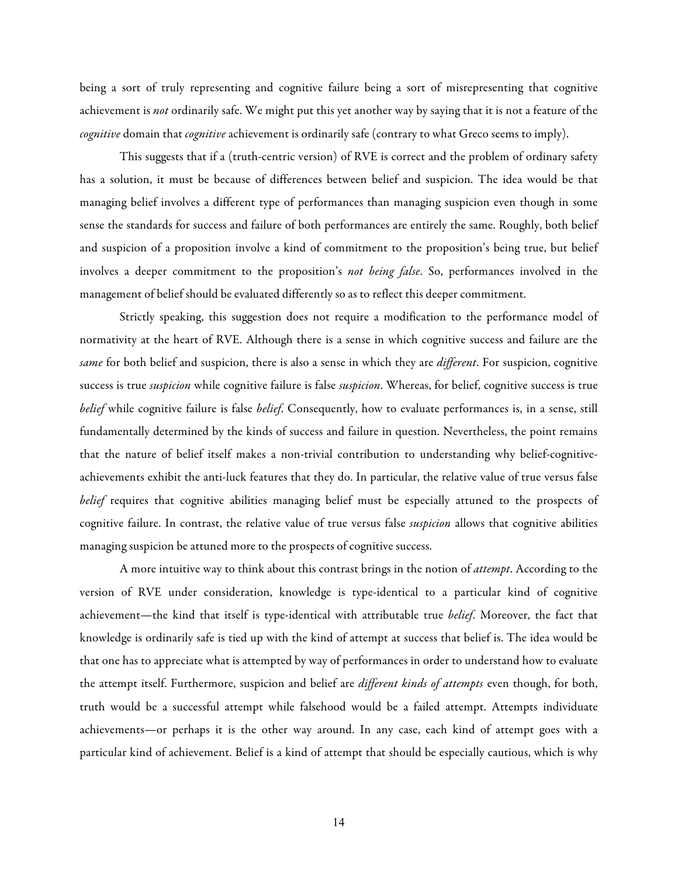being a sort of truly representing and cognitive failure being a sort of misrepresenting that cognitive achievement is *not* ordinarily safe. We might put this yet another way by saying that it is not a feature of the *cognitive* domain that *cognitive* achievement is ordinarily safe (contrary to what Greco seems to imply).

This suggests that if a (truth-centric version) of RVE is correct and the problem of ordinary safety has a solution, it must be because of differences between belief and suspicion. The idea would be that managing belief involves a different type of performances than managing suspicion even though in some sense the standards for success and failure of both performances are entirely the same. Roughly, both belief and suspicion of a proposition involve a kind of commitment to the proposition's being true, but belief involves a deeper commitment to the proposition's *not being false*. So, performances involved in the management of belief should be evaluated differently so as to reflect this deeper commitment.

Strictly speaking, this suggestion does not require a modification to the performance model of normativity at the heart of RVE. Although there is a sense in which cognitive success and failure are the *same* for both belief and suspicion, there is also a sense in which they are *different*. For suspicion, cognitive success is true *suspicion* while cognitive failure is false *suspicion*. Whereas, for belief, cognitive success is true *belief* while cognitive failure is false *belief*. Consequently, how to evaluate performances is, in a sense, still fundamentally determined by the kinds of success and failure in question. Nevertheless, the point remains that the nature of belief itself makes a non-trivial contribution to understanding why belief-cognitive-achievements exhibit the anti-luck features that they do. In particular, the relative value of true versus false *belief* requires that cognitive abilities managing belief must be especially attuned to the prospects of cognitive failure. In contrast, the relative value of true versus false *suspicion* allows that cognitive abilities managing suspicion be attuned more to the prospects of cognitive success.

A more intuitive way to think about this contrast brings in the notion of *attempt*. According to the version of RVE under consideration, knowledge is type-identical to a particular kind of cognitive achievement—the kind that itself is type-identical with attributable true *belief*. Moreover, the fact that knowledge is ordinarily safe is tied up with the kind of attempt at success that belief is. The idea would be that one has to appreciate what is attempted by way of performances in order to understand how to evaluate the attempt itself. Furthermore, suspicion and belief are *different kinds of attempts* even though, for both, truth would be a successful attempt while falsehood would be a failed attempt. Attempts individuate achievements—or perhaps it is the other way around. In any case, each kind of attempt goes with a particular kind of achievement. Belief is a kind of attempt that should be especially cautious, which is why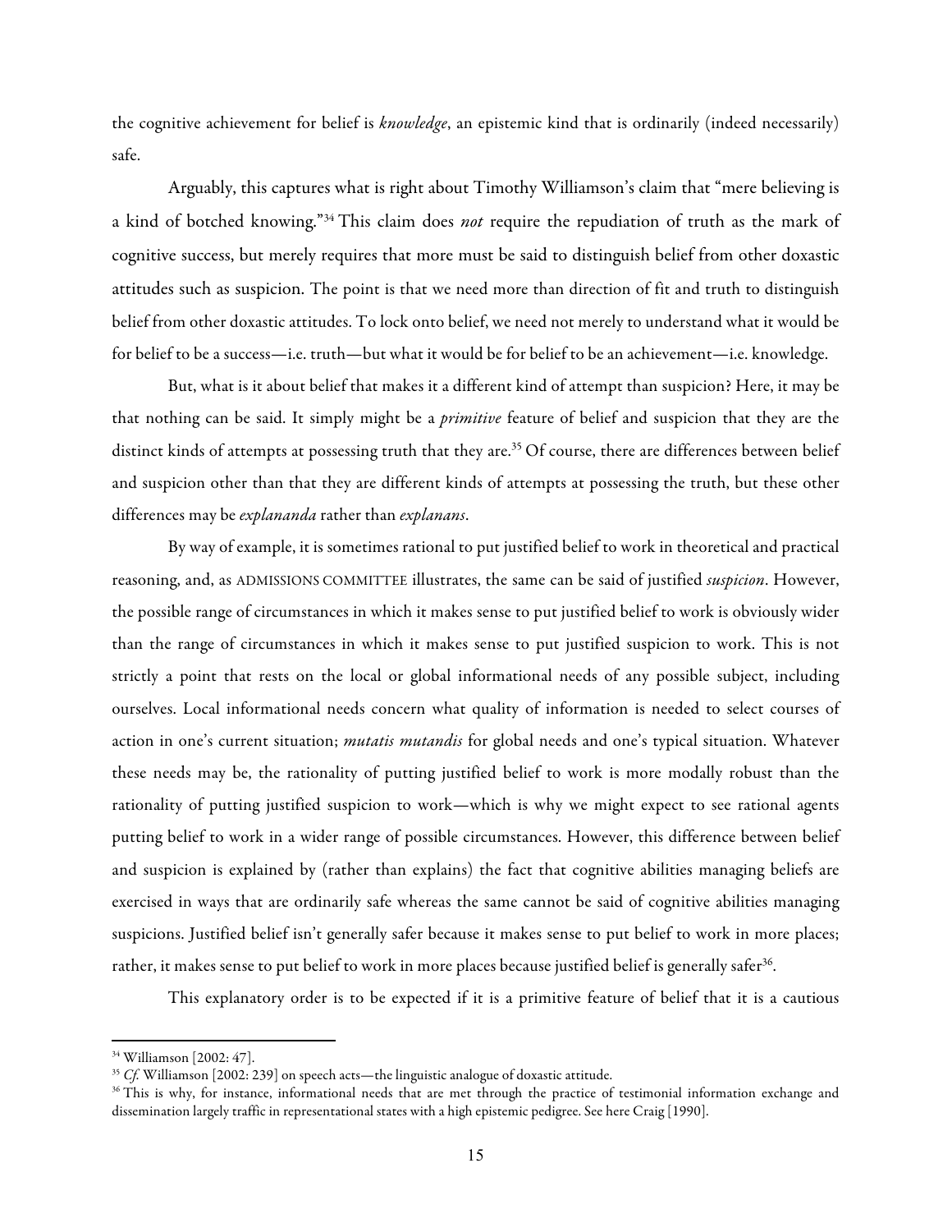the cognitive achievement for belief is *knowledge*, an epistemic kind that is ordinarily (indeed necessarily) safe.

Arguably, this captures what is right about Timothy Williamson's claim that "mere believing is a kind of botched knowing."[34] This claim does *not* require the repudiation of truth as the mark of cognitive success, but merely requires that more must be said to distinguish belief from other doxastic attitudes such as suspicion. The point is that we need more than direction of fit and truth to distinguish belief from other doxastic attitudes. To lock onto belief, we need not merely to understand what it would be for belief to be a success—i.e. truth—but what it would be for belief to be an achievement—i.e. knowledge.

But, what is it about belief that makes it a different kind of attempt than suspicion? Here, it may be that nothing can be said. It simply might be a *primitive* feature of belief and suspicion that they are the distinct kinds of attempts at possessing truth that they are.[35] Of course, there are differences between belief and suspicion other than that they are different kinds of attempts at possessing the truth, but these other differences may be *explananda* rather than *explanans*.

By way of example, it is sometimes rational to put justified belief to work in theoretical and practical reasoning, and, as ADMISSIONS COMMITTEE illustrates, the same can be said of justified *suspicion*. However, the possible range of circumstances in which it makes sense to put justified belief to work is obviously wider than the range of circumstances in which it makes sense to put justified suspicion to work. This is not strictly a point that rests on the local or global informational needs of any possible subject, including ourselves. Local informational needs concern what quality of information is needed to select courses of action in one's current situation; *mutatis mutandis* for global needs and one's typical situation. Whatever these needs may be, the rationality of putting justified belief to work is more modally robust than the rationality of putting justified suspicion to work—which is why we might expect to see rational agents putting belief to work in a wider range of possible circumstances. However, this difference between belief and suspicion is explained by (rather than explains) the fact that cognitive abilities managing beliefs are exercised in ways that are ordinarily safe whereas the same cannot be said of cognitive abilities managing suspicions. Justified belief isn't generally safer because it makes sense to put belief to work in more places; rather, it makes sense to put belief to work in more places because justified belief is generally safer[36].

This explanatory order is to be expected if it is a primitive feature of belief that it is a cautious

---

[34] Williamson [2002: 47].

[35] *Cf.* Williamson [2002: 239] on speech acts—the linguistic analogue of doxastic attitude.

[36] This is why, for instance, informational needs that are met through the practice of testimonial information exchange and dissemination largely traffic in representational states with a high epistemic pedigree. See here Craig [1990].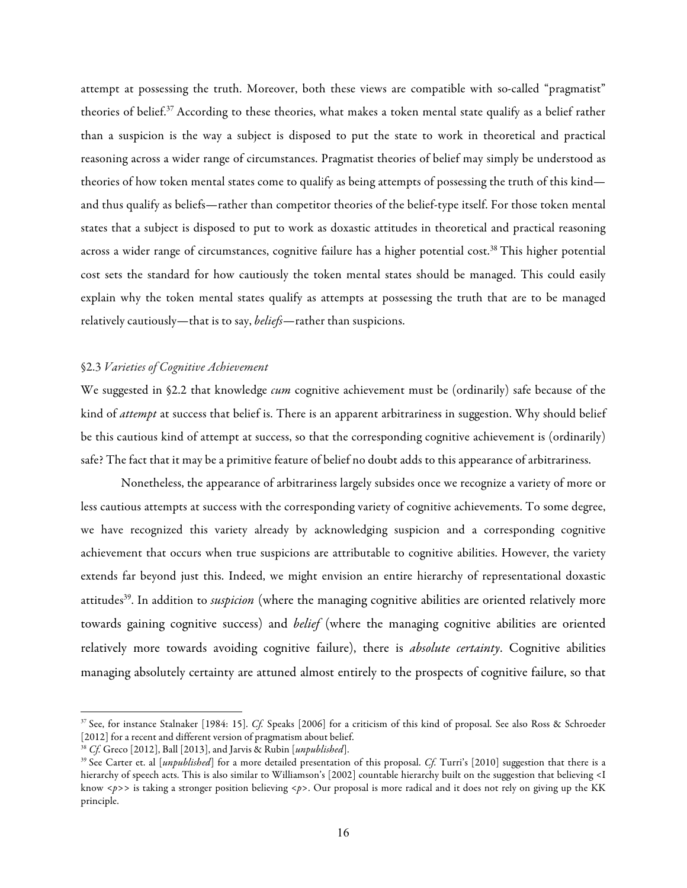attempt at possessing the truth. Moreover, both these views are compatible with so-called "pragmatist" theories of belief.[37] According to these theories, what makes a token mental state qualify as a belief rather than a suspicion is the way a subject is disposed to put the state to work in theoretical and practical reasoning across a wider range of circumstances. Pragmatist theories of belief may simply be understood as theories of how token mental states come to qualify as being attempts of possessing the truth of this kind—and thus qualify as beliefs—rather than competitor theories of the belief-type itself. For those token mental states that a subject is disposed to put to work as doxastic attitudes in theoretical and practical reasoning across a wider range of circumstances, cognitive failure has a higher potential cost.[38] This higher potential cost sets the standard for how cautiously the token mental states should be managed. This could easily explain why the token mental states qualify as attempts at possessing the truth that are to be managed relatively cautiously—that is to say, *beliefs*—rather than suspicions.

§2.3 *Varieties of Cognitive Achievement*

We suggested in §2.2 that knowledge *cum* cognitive achievement must be (ordinarily) safe because of the kind of *attempt* at success that belief is. There is an apparent arbitrariness in suggestion. Why should belief be this cautious kind of attempt at success, so that the corresponding cognitive achievement is (ordinarily) safe? The fact that it may be a primitive feature of belief no doubt adds to this appearance of arbitrariness.

Nonetheless, the appearance of arbitrariness largely subsides once we recognize a variety of more or less cautious attempts at success with the corresponding variety of cognitive achievements. To some degree, we have recognized this variety already by acknowledging suspicion and a corresponding cognitive achievement that occurs when true suspicions are attributable to cognitive abilities. However, the variety extends far beyond just this. Indeed, we might envision an entire hierarchy of representational doxastic attitudes[39]. In addition to *suspicion* (where the managing cognitive abilities are oriented relatively more towards gaining cognitive success) and *belief* (where the managing cognitive abilities are oriented relatively more towards avoiding cognitive failure), there is *absolute certainty*. Cognitive abilities managing absolutely certainty are attuned almost entirely to the prospects of cognitive failure, so that

---

[37] See, for instance Stalnaker [1984: 15]. *Cf.* Speaks [2006] for a criticism of this kind of proposal. See also Ross & Schroeder [2012] for a recent and different version of pragmatism about belief.

[38] *Cf.* Greco [2012], Ball [2013], and Jarvis & Rubin [*unpublished*].

[39] See Carter et. al [*unpublished*] for a more detailed presentation of this proposal. *Cf.* Turri's [2010] suggestion that there is a hierarchy of speech acts. This is also similar to Williamson's [2002] countable hierarchy built on the suggestion that believing <I know <*p*>> is taking a stronger position believing <*p*>. Our proposal is more radical and it does not rely on giving up the KK principle.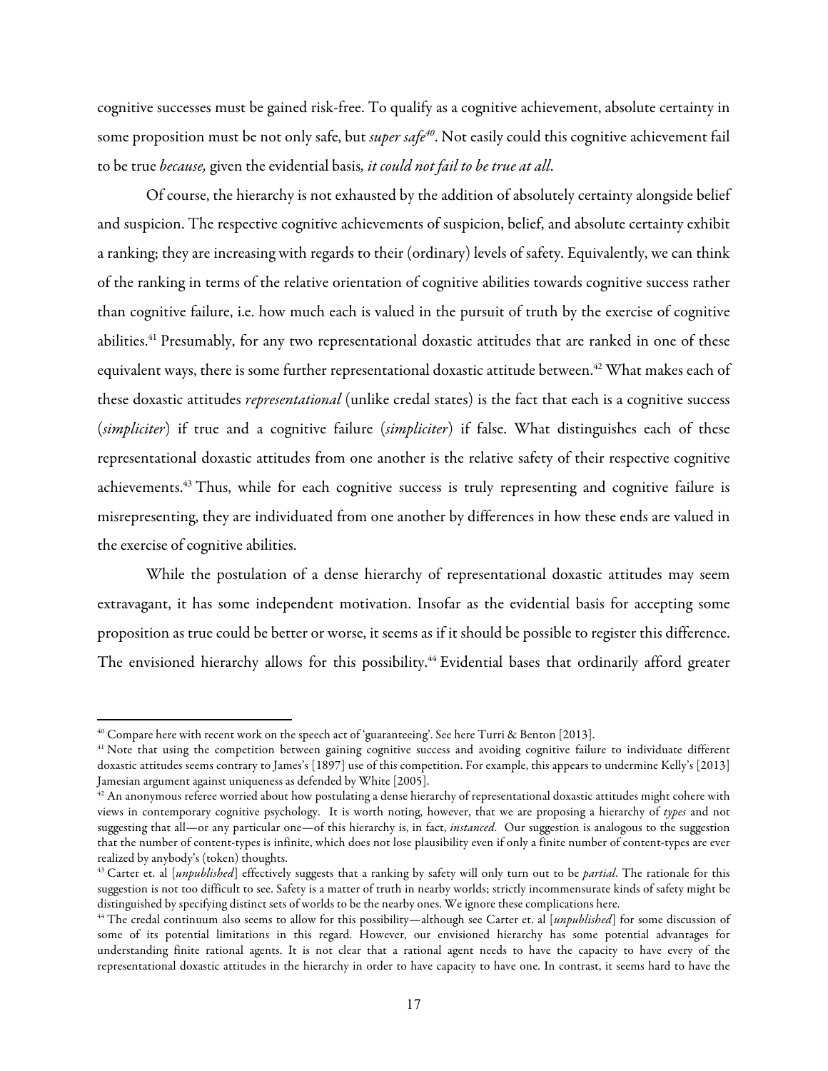cognitive successes must be gained risk-free. To qualify as a cognitive achievement, absolute certainty in some proposition must be not only safe, but *super safe*[40]. Not easily could this cognitive achievement fail to be true *because,* given the evidential basis*, it could not fail to be true at all*.

Of course, the hierarchy is not exhausted by the addition of absolutely certainty alongside belief and suspicion. The respective cognitive achievements of suspicion, belief, and absolute certainty exhibit a ranking; they are increasing with regards to their (ordinary) levels of safety. Equivalently, we can think of the ranking in terms of the relative orientation of cognitive abilities towards cognitive success rather than cognitive failure, i.e. how much each is valued in the pursuit of truth by the exercise of cognitive abilities.[41] Presumably, for any two representational doxastic attitudes that are ranked in one of these equivalent ways, there is some further representational doxastic attitude between.[42] What makes each of these doxastic attitudes *representational* (unlike credal states) is the fact that each is a cognitive success (*simpliciter*) if true and a cognitive failure (*simpliciter*) if false. What distinguishes each of these representational doxastic attitudes from one another is the relative safety of their respective cognitive achievements.[43] Thus, while for each cognitive success is truly representing and cognitive failure is misrepresenting, they are individuated from one another by differences in how these ends are valued in the exercise of cognitive abilities.

While the postulation of a dense hierarchy of representational doxastic attitudes may seem extravagant, it has some independent motivation. Insofar as the evidential basis for accepting some proposition as true could be better or worse, it seems as if it should be possible to register this difference. The envisioned hierarchy allows for this possibility.[44] Evidential bases that ordinarily afford greater

---

[40] Compare here with recent work on the speech act of 'guaranteeing'. See here Turri & Benton [2013].

[41] Note that using the competition between gaining cognitive success and avoiding cognitive failure to individuate different doxastic attitudes seems contrary to James's [1897] use of this competition. For example, this appears to undermine Kelly's [2013] Jamesian argument against uniqueness as defended by White [2005].

[42] An anonymous referee worried about how postulating a dense hierarchy of representational doxastic attitudes might cohere with views in contemporary cognitive psychology. It is worth noting, however, that we are proposing a hierarchy of *types* and not suggesting that all—or any particular one—of this hierarchy is, in fact, *instanced*. Our suggestion is analogous to the suggestion that the number of content-types is infinite, which does not lose plausibility even if only a finite number of content-types are ever realized by anybody's (token) thoughts.

[43] Carter et. al [*unpublished*] effectively suggests that a ranking by safety will only turn out to be *partial*. The rationale for this suggestion is not too difficult to see. Safety is a matter of truth in nearby worlds; strictly incommensurate kinds of safety might be distinguished by specifying distinct sets of worlds to be the nearby ones. We ignore these complications here.

[44] The credal continuum also seems to allow for this possibility—although see Carter et. al [*unpublished*] for some discussion of some of its potential limitations in this regard. However, our envisioned hierarchy has some potential advantages for understanding finite rational agents. It is not clear that a rational agent needs to have the capacity to have every of the representational doxastic attitudes in the hierarchy in order to have capacity to have one. In contrast, it seems hard to have the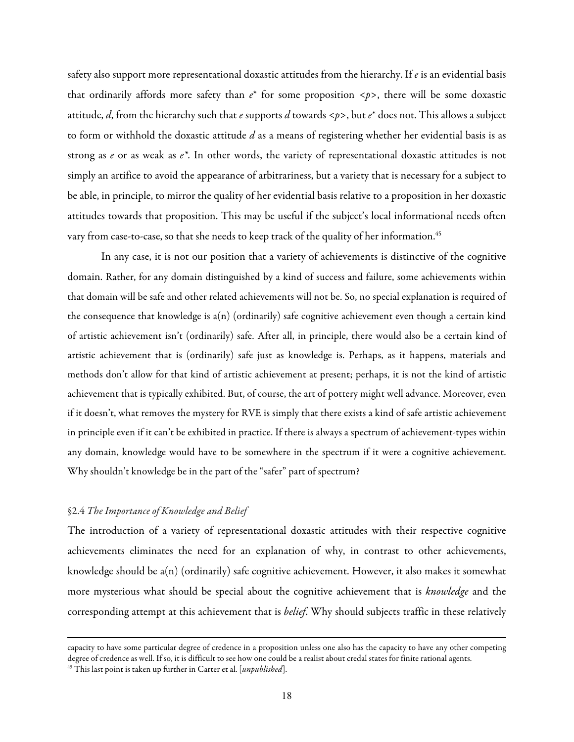safety also support more representational doxastic attitudes from the hierarchy. If $e$ is an evidential basis that ordinarily affords more safety than $e^*$ for some proposition $<p>$, there will be some doxastic attitude, $d$, from the hierarchy such that $e$ supports $d$ towards $<p>$, but $e^*$ does not. This allows a subject to form or withhold the doxastic attitude $d$ as a means of registering whether her evidential basis is as strong as $e$ or as weak as $e^*$. In other words, the variety of representational doxastic attitudes is not simply an artifice to avoid the appearance of arbitrariness, but a variety that is necessary for a subject to be able, in principle, to mirror the quality of her evidential basis relative to a proposition in her doxastic attitudes towards that proposition. This may be useful if the subject's local informational needs often vary from case-to-case, so that she needs to keep track of the quality of her information.[45]

In any case, it is not our position that a variety of achievements is distinctive of the cognitive domain. Rather, for any domain distinguished by a kind of success and failure, some achievements within that domain will be safe and other related achievements will not be. So, no special explanation is required of the consequence that knowledge is a(n) (ordinarily) safe cognitive achievement even though a certain kind of artistic achievement isn't (ordinarily) safe. After all, in principle, there would also be a certain kind of artistic achievement that is (ordinarily) safe just as knowledge is. Perhaps, as it happens, materials and methods don't allow for that kind of artistic achievement at present; perhaps, it is not the kind of artistic achievement that is typically exhibited. But, of course, the art of pottery might well advance. Moreover, even if it doesn't, what removes the mystery for RVE is simply that there exists a kind of safe artistic achievement in principle even if it can't be exhibited in practice. If there is always a spectrum of achievement-types within any domain, knowledge would have to be somewhere in the spectrum if it were a cognitive achievement. Why shouldn't knowledge be in the part of the "safer" part of spectrum?

### §2.4 *The Importance of Knowledge and Belief*

The introduction of a variety of representational doxastic attitudes with their respective cognitive achievements eliminates the need for an explanation of why, in contrast to other achievements, knowledge should be a(n) (ordinarily) safe cognitive achievement. However, it also makes it somewhat more mysterious what should be special about the cognitive achievement that is *knowledge* and the corresponding attempt at this achievement that is *belief*. Why should subjects traffic in these relatively

---

capacity to have some particular degree of credence in a proposition unless one also has the capacity to have any other competing degree of credence as well. If so, it is difficult to see how one could be a realist about credal states for finite rational agents.

[45] This last point is taken up further in Carter et al. [*unpublished*].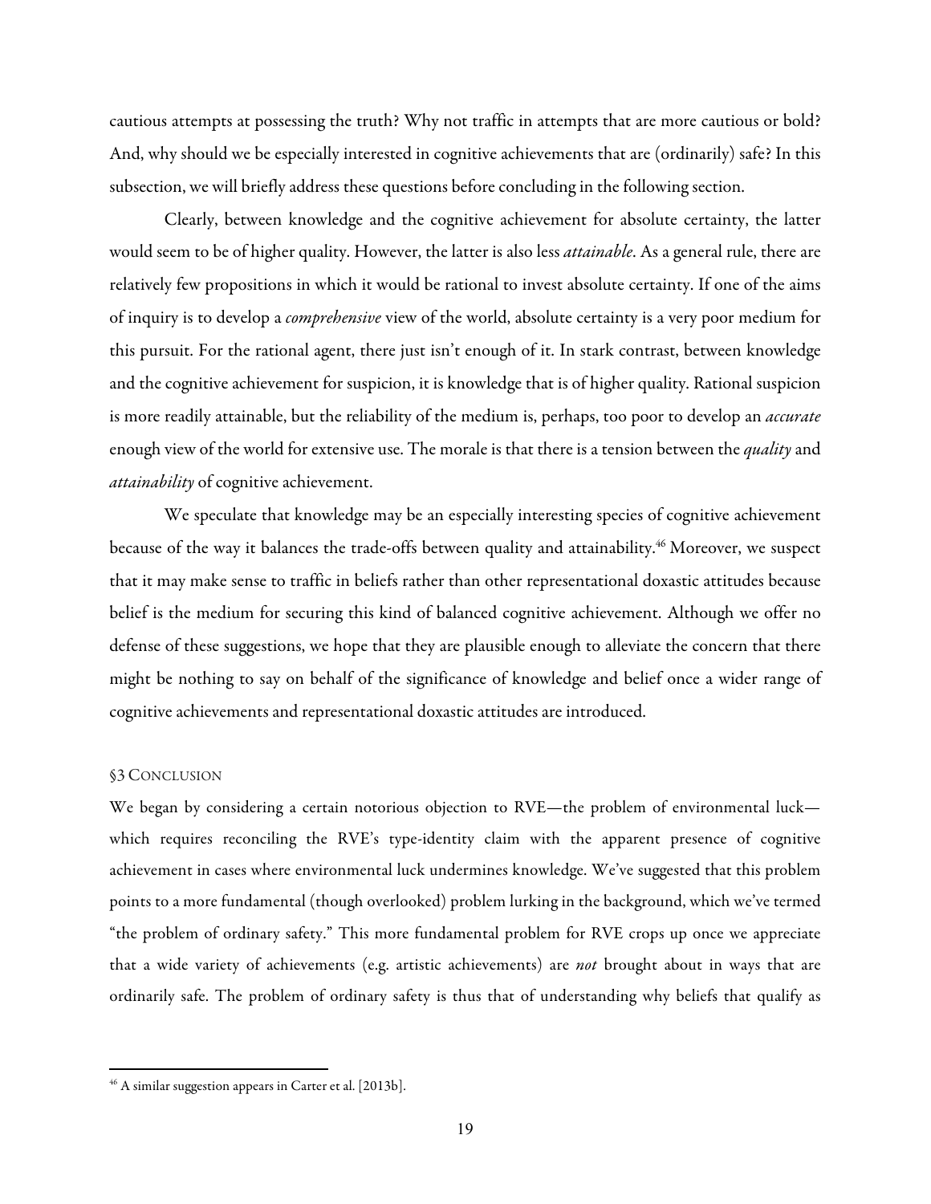cautious attempts at possessing the truth? Why not traffic in attempts that are more cautious or bold? And, why should we be especially interested in cognitive achievements that are (ordinarily) safe? In this subsection, we will briefly address these questions before concluding in the following section.

Clearly, between knowledge and the cognitive achievement for absolute certainty, the latter would seem to be of higher quality. However, the latter is also less *attainable*. As a general rule, there are relatively few propositions in which it would be rational to invest absolute certainty. If one of the aims of inquiry is to develop a *comprehensive* view of the world, absolute certainty is a very poor medium for this pursuit. For the rational agent, there just isn't enough of it. In stark contrast, between knowledge and the cognitive achievement for suspicion, it is knowledge that is of higher quality. Rational suspicion is more readily attainable, but the reliability of the medium is, perhaps, too poor to develop an *accurate* enough view of the world for extensive use. The morale is that there is a tension between the *quality* and *attainability* of cognitive achievement.

We speculate that knowledge may be an especially interesting species of cognitive achievement because of the way it balances the trade-offs between quality and attainability.[46] Moreover, we suspect that it may make sense to traffic in beliefs rather than other representational doxastic attitudes because belief is the medium for securing this kind of balanced cognitive achievement. Although we offer no defense of these suggestions, we hope that they are plausible enough to alleviate the concern that there might be nothing to say on behalf of the significance of knowledge and belief once a wider range of cognitive achievements and representational doxastic attitudes are introduced.

## §3 Conclusion

We began by considering a certain notorious objection to RVE—the problem of environmental luck—which requires reconciling the RVE's type-identity claim with the apparent presence of cognitive achievement in cases where environmental luck undermines knowledge. We've suggested that this problem points to a more fundamental (though overlooked) problem lurking in the background, which we've termed "the problem of ordinary safety." This more fundamental problem for RVE crops up once we appreciate that a wide variety of achievements (e.g. artistic achievements) are *not* brought about in ways that are ordinarily safe. The problem of ordinary safety is thus that of understanding why beliefs that qualify as

---

[46] A similar suggestion appears in Carter et al. [2013b].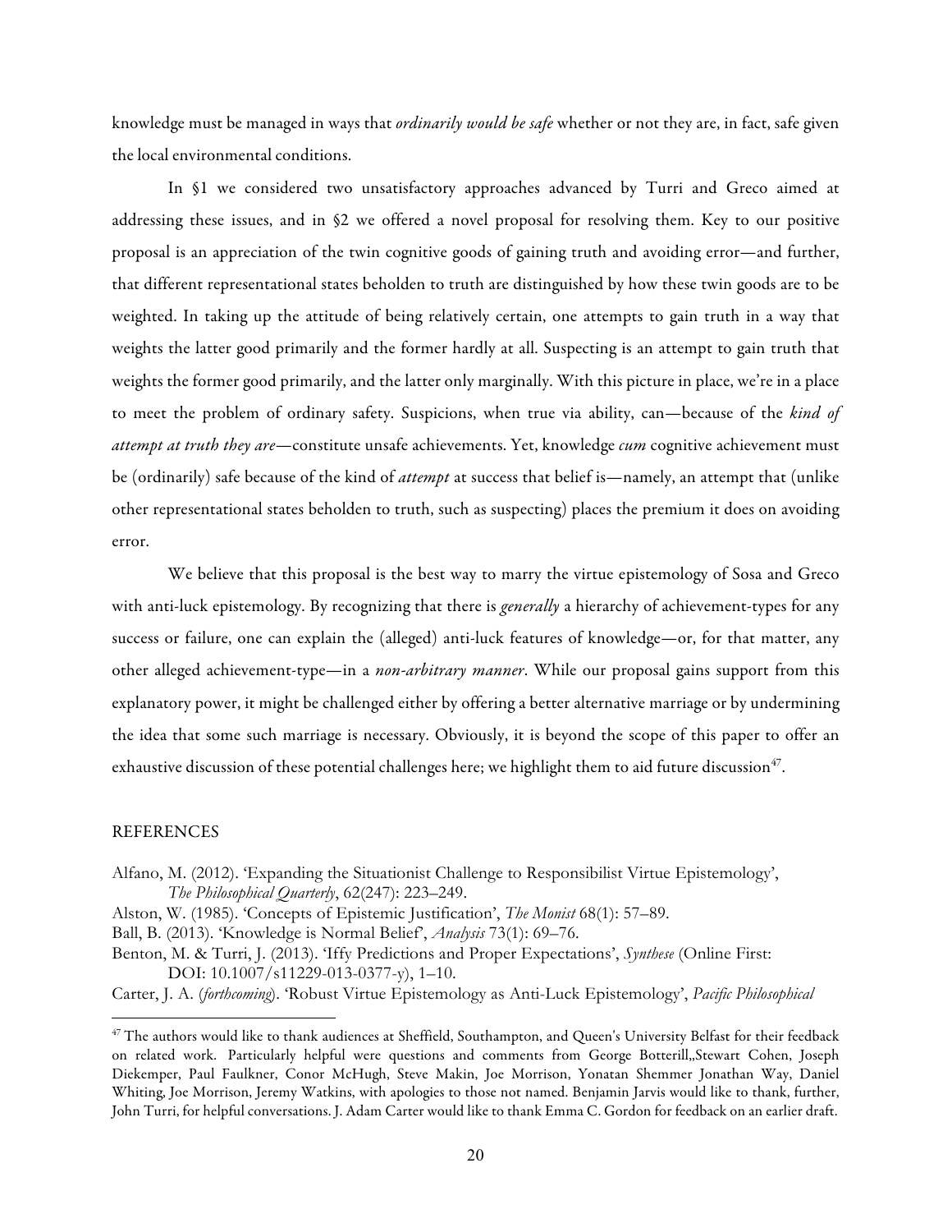knowledge must be managed in ways that *ordinarily would be safe* whether or not they are, in fact, safe given the local environmental conditions.

In §1 we considered two unsatisfactory approaches advanced by Turri and Greco aimed at addressing these issues, and in §2 we offered a novel proposal for resolving them. Key to our positive proposal is an appreciation of the twin cognitive goods of gaining truth and avoiding error—and further, that different representational states beholden to truth are distinguished by how these twin goods are to be weighted. In taking up the attitude of being relatively certain, one attempts to gain truth in a way that weights the latter good primarily and the former hardly at all. Suspecting is an attempt to gain truth that weights the former good primarily, and the latter only marginally. With this picture in place, we're in a place to meet the problem of ordinary safety. Suspicions, when true via ability, can—because of the *kind of attempt at truth they are*—constitute unsafe achievements. Yet, knowledge *cum* cognitive achievement must be (ordinarily) safe because of the kind of *attempt* at success that belief is—namely, an attempt that (unlike other representational states beholden to truth, such as suspecting) places the premium it does on avoiding error.

We believe that this proposal is the best way to marry the virtue epistemology of Sosa and Greco with anti-luck epistemology. By recognizing that there is *generally* a hierarchy of achievement-types for any success or failure, one can explain the (alleged) anti-luck features of knowledge—or, for that matter, any other alleged achievement-type—in a *non-arbitrary manner*. While our proposal gains support from this explanatory power, it might be challenged either by offering a better alternative marriage or by undermining the idea that some such marriage is necessary. Obviously, it is beyond the scope of this paper to offer an exhaustive discussion of these potential challenges here; we highlight them to aid future discussion[47].

## REFERENCES

Alfano, M. (2012). 'Expanding the Situationist Challenge to Responsibilist Virtue Epistemology', *The Philosophical Quarterly*, 62(247): 223–249.

Alston, W. (1985). 'Concepts of Epistemic Justification', *The Monist* 68(1): 57–89.

Ball, B. (2013). 'Knowledge is Normal Belief', *Analysis* 73(1): 69–76.

Benton, M. & Turri, J. (2013). 'Iffy Predictions and Proper Expectations', *Synthese* (Online First: DOI: 10.1007/s11229-013-0377-y), 1–10.

Carter, J. A. (*forthcoming*). 'Robust Virtue Epistemology as Anti-Luck Epistemology', *Pacific Philosophical*

[47] The authors would like to thank audiences at Sheffield, Southampton, and Queen's University Belfast for their feedback on related work. Particularly helpful were questions and comments from George Botterill,,Stewart Cohen, Joseph Diekemper, Paul Faulkner, Conor McHugh, Steve Makin, Joe Morrison, Yonatan Shemmer Jonathan Way, Daniel Whiting, Joe Morrison, Jeremy Watkins, with apologies to those not named. Benjamin Jarvis would like to thank, further, John Turri, for helpful conversations. J. Adam Carter would like to thank Emma C. Gordon for feedback on an earlier draft.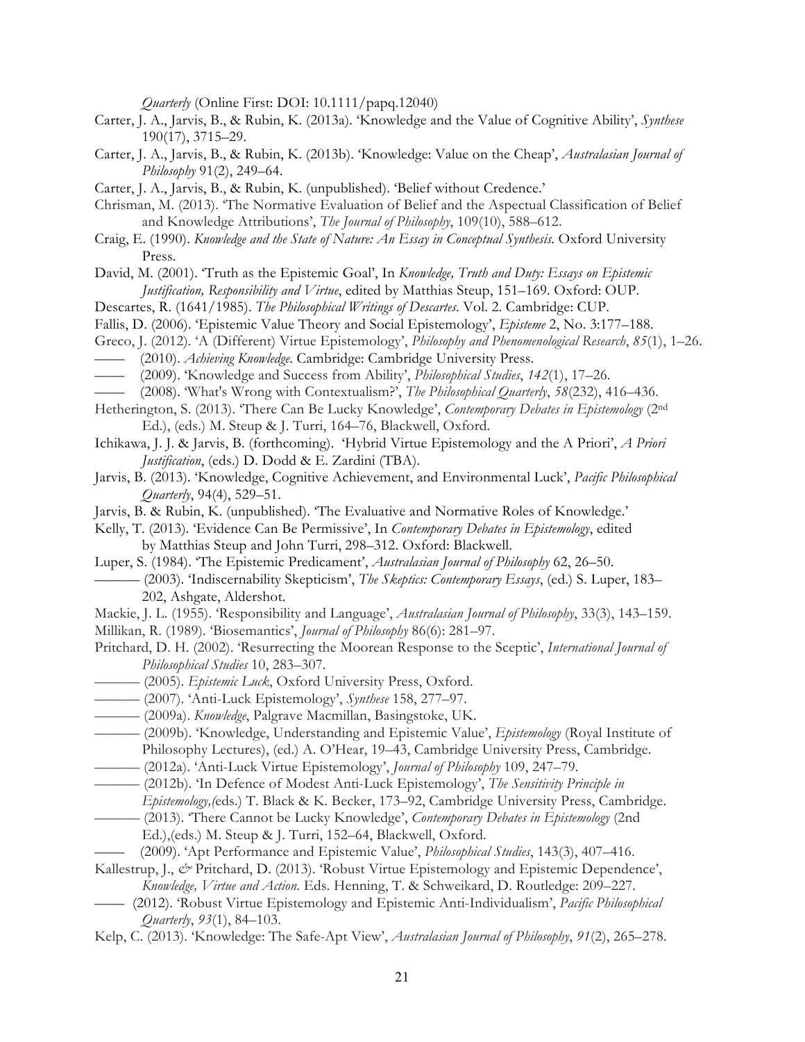*Quarterly* (Online First: DOI: 10.1111/papq.12040)

Carter, J. A., Jarvis, B., & Rubin, K. (2013a). 'Knowledge and the Value of Cognitive Ability', *Synthese* 190(17), 3715–29.

Carter, J. A., Jarvis, B., & Rubin, K. (2013b). 'Knowledge: Value on the Cheap', *Australasian Journal of Philosophy* 91(2), 249–64.

Carter, J. A., Jarvis, B., & Rubin, K. (unpublished). 'Belief without Credence.'

Chrisman, M. (2013). 'The Normative Evaluation of Belief and the Aspectual Classification of Belief and Knowledge Attributions', *The Journal of Philosophy*, 109(10), 588–612.

Craig, E. (1990). *Knowledge and the State of Nature: An Essay in Conceptual Synthesis.* Oxford University Press.

David, M. (2001). 'Truth as the Epistemic Goal', In *Knowledge, Truth and Duty: Essays on Epistemic Justification, Responsibility and Virtue*, edited by Matthias Steup, 151–169. Oxford: OUP.

Descartes, R. (1641/1985). *The Philosophical Writings of Descartes.* Vol. 2. Cambridge: CUP.

Fallis, D. (2006). 'Epistemic Value Theory and Social Epistemology', *Episteme* 2, No. 3:177–188.

Greco, J. (2012). 'A (Different) Virtue Epistemology', *Philosophy and Phenomenological Research*, *85*(1), 1–26.

—— (2010). *Achieving Knowledge.* Cambridge: Cambridge University Press.

—— (2009). 'Knowledge and Success from Ability', *Philosophical Studies*, *142*(1), 17–26.

—— (2008). 'What's Wrong with Contextualism?', *The Philosophical Quarterly*, *58*(232), 416–436.

Hetherington, S. (2013). 'There Can Be Lucky Knowledge', *Contemporary Debates in Epistemology* (2nd Ed.), (eds.) M. Steup & J. Turri, 164–76, Blackwell, Oxford.

Ichikawa, J. J. & Jarvis, B. (forthcoming). 'Hybrid Virtue Epistemology and the A Priori', *A Priori Justification*, (eds.) D. Dodd & E. Zardini (TBA).

Jarvis, B. (2013). 'Knowledge, Cognitive Achievement, and Environmental Luck', *Pacific Philosophical Quarterly*, 94(4), 529–51.

Jarvis, B. & Rubin, K. (unpublished). 'The Evaluative and Normative Roles of Knowledge.'

Kelly, T. (2013). 'Evidence Can Be Permissive', In *Contemporary Debates in Epistemology*, edited by Matthias Steup and John Turri, 298–312. Oxford: Blackwell.

Luper, S. (1984). 'The Epistemic Predicament', *Australasian Journal of Philosophy* 62, 26–50.

——— (2003). 'Indiscernability Skepticism', *The Skeptics: Contemporary Essays*, (ed.) S. Luper, 183–202, Ashgate, Aldershot.

Mackie, J. L. (1955). 'Responsibility and Language', *Australasian Journal of Philosophy*, 33(3), 143–159.

Millikan, R. (1989). 'Biosemantics', *Journal of Philosophy* 86(6): 281–97.

Pritchard, D. H. (2002). 'Resurrecting the Moorean Response to the Sceptic', *International Journal of Philosophical Studies* 10, 283–307.

——— (2005). *Epistemic Luck*, Oxford University Press, Oxford.

——— (2007). 'Anti-Luck Epistemology', *Synthese* 158, 277–97.

——— (2009a). *Knowledge*, Palgrave Macmillan, Basingstoke, UK.

——— (2009b). 'Knowledge, Understanding and Epistemic Value', *Epistemology* (Royal Institute of Philosophy Lectures), (ed.) A. O'Hear, 19–43, Cambridge University Press, Cambridge.

——— (2012a). 'Anti-Luck Virtue Epistemology', *Journal of Philosophy* 109, 247–79.

——— (2012b). 'In Defence of Modest Anti-Luck Epistemology', *The Sensitivity Principle in Epistemology,(*eds.) T. Black & K. Becker, 173–92, Cambridge University Press, Cambridge.

——— (2013). 'There Cannot be Lucky Knowledge', *Contemporary Debates in Epistemology* (2nd Ed.),(eds.) M. Steup & J. Turri, 152–64, Blackwell, Oxford.

—— (2009). 'Apt Performance and Epistemic Value', *Philosophical Studies*, 143(3), 407–416.

Kallestrup, J., *&* Pritchard, D. (2013). 'Robust Virtue Epistemology and Epistemic Dependence', *Knowledge, Virtue and Action.* Eds. Henning, T. & Schweikard, D. Routledge: 209–227.

—— (2012). 'Robust Virtue Epistemology and Epistemic Anti-Individualism', *Pacific Philosophical Quarterly*, *93*(1), 84–103.

Kelp, C. (2013). 'Knowledge: The Safe-Apt View', *Australasian Journal of Philosophy*, *91*(2), 265–278.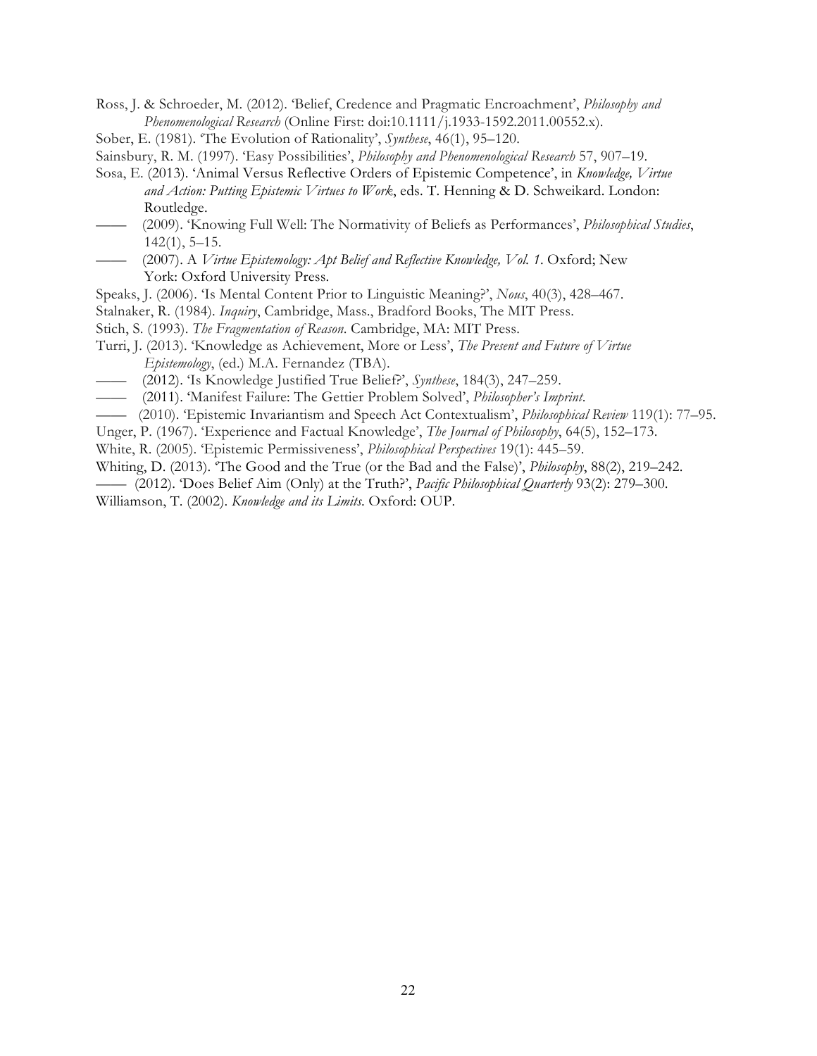Ross, J. & Schroeder, M. (2012). 'Belief, Credence and Pragmatic Encroachment', *Philosophy and Phenomenological Research* (Online First: doi:10.1111/j.1933-1592.2011.00552.x).

Sober, E. (1981). 'The Evolution of Rationality', *Synthese*, 46(1), 95–120.

Sainsbury, R. M. (1997). 'Easy Possibilities', *Philosophy and Phenomenological Research* 57, 907–19.

Sosa, E. (2013). 'Animal Versus Reflective Orders of Epistemic Competence', in *Knowledge, Virtue and Action: Putting Epistemic Virtues to Work*, eds. T. Henning & D. Schweikard. London: Routledge.

—— (2009). 'Knowing Full Well: The Normativity of Beliefs as Performances', *Philosophical Studies*, 142(1), 5–15.

—— (2007). A *Virtue Epistemology: Apt Belief and Reflective Knowledge, Vol. 1*. Oxford; New York: Oxford University Press.

Speaks, J. (2006). 'Is Mental Content Prior to Linguistic Meaning?', *Nous*, 40(3), 428–467.

Stalnaker, R. (1984). *Inquiry*, Cambridge, Mass., Bradford Books, The MIT Press.

Stich, S. (1993). *The Fragmentation of Reason*. Cambridge, MA: MIT Press.

Turri, J. (2013). 'Knowledge as Achievement, More or Less', *The Present and Future of Virtue Epistemology*, (ed.) M.A. Fernandez (TBA).

—— (2012). 'Is Knowledge Justified True Belief?', *Synthese*, 184(3), 247–259.

—— (2011). 'Manifest Failure: The Gettier Problem Solved', *Philosopher's Imprint*.

—— (2010). 'Epistemic Invariantism and Speech Act Contextualism', *Philosophical Review* 119(1): 77–95.

Unger, P. (1967). 'Experience and Factual Knowledge', *The Journal of Philosophy*, 64(5), 152–173.

White, R. (2005). 'Epistemic Permissiveness', *Philosophical Perspectives* 19(1): 445–59.

Whiting, D. (2013). 'The Good and the True (or the Bad and the False)', *Philosophy*, 88(2), 219–242.

—— (2012). 'Does Belief Aim (Only) at the Truth?', *Pacific Philosophical Quarterly* 93(2): 279–300.

Williamson, T. (2002). *Knowledge and its Limits*. Oxford: OUP.